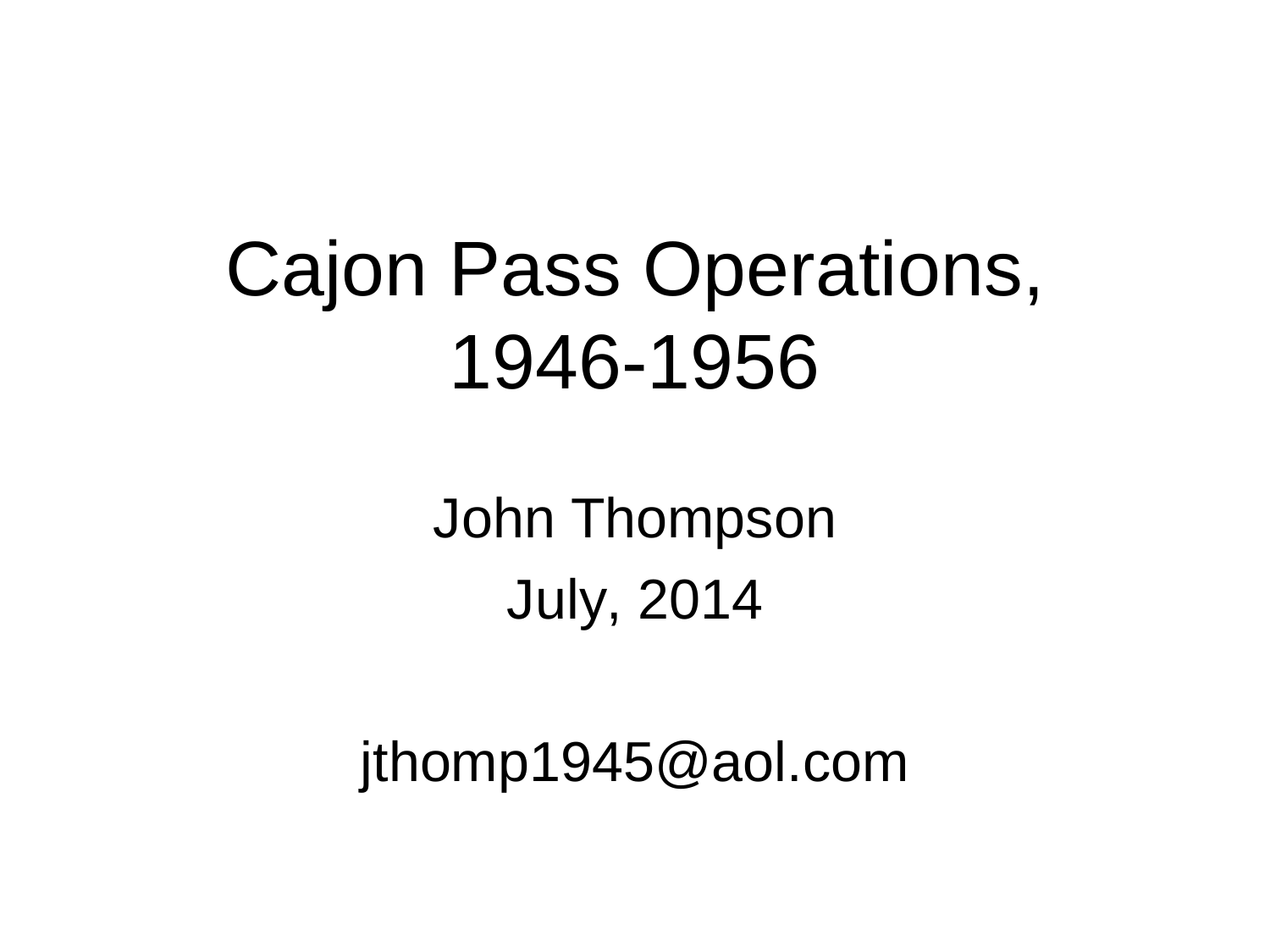# Cajon Pass Operations, 1946-1956

John Thompson

July, 2014

jthomp1945@aol.com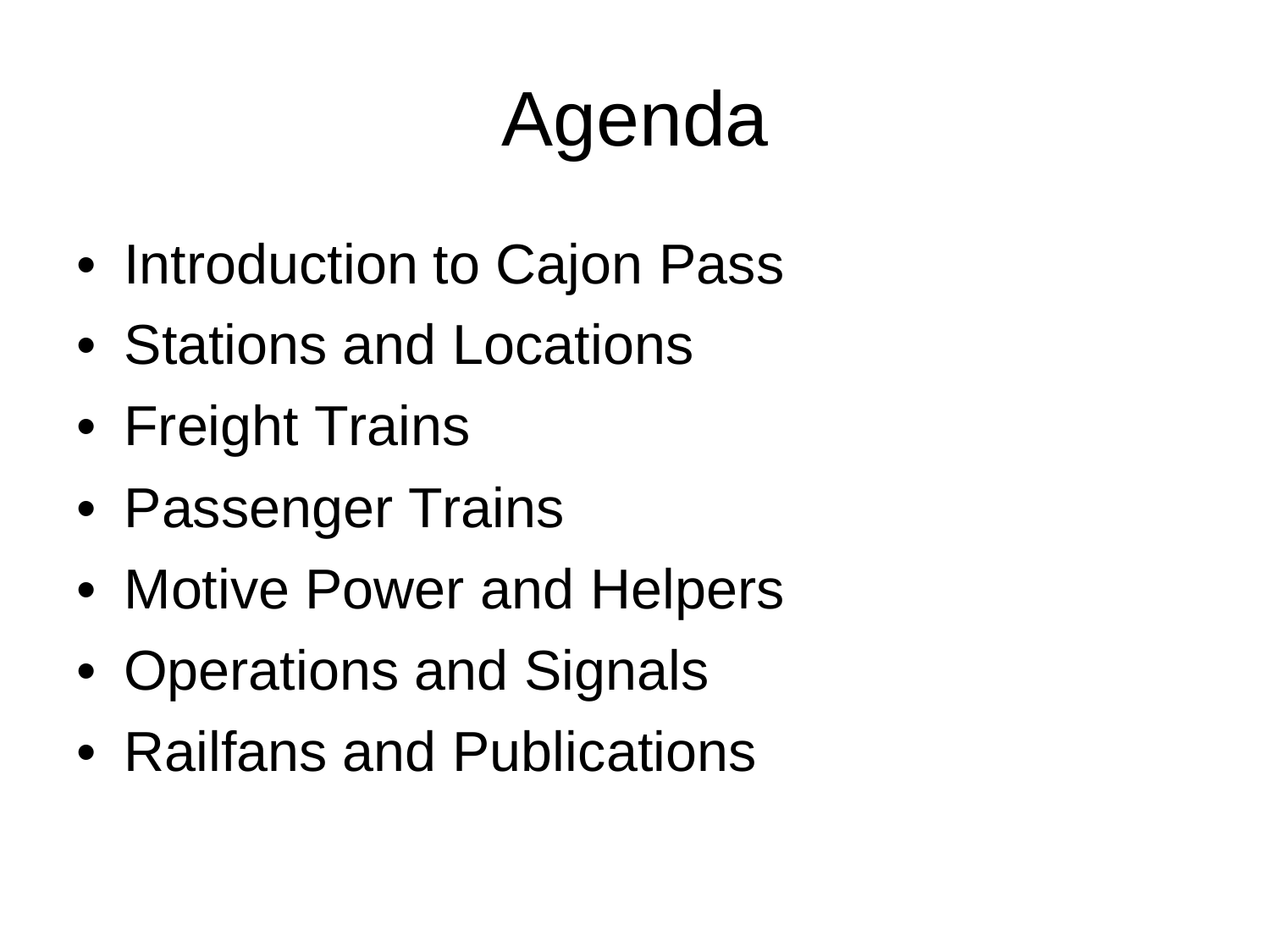# Agenda

- Introduction to Cajon Pass
- Stations and Locations
- Freight Trains
- Passenger Trains
- Motive Power and Helpers
- Operations and Signals
- Railfans and Publications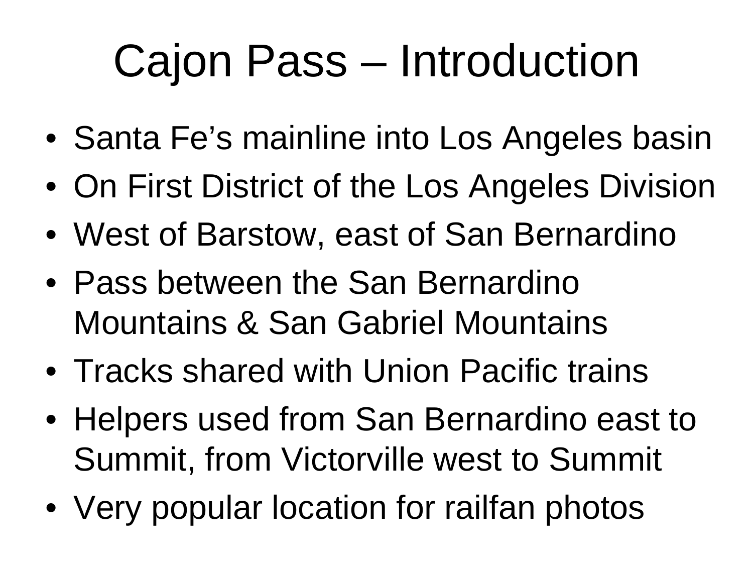# Cajon Pass – Introduction

- Santa Fe's mainline into Los Angeles basin
- On First District of the Los Angeles Division
- West of Barstow, east of San Bernardino
- Pass between the San Bernardino Mountains & San Gabriel Mountains
- Tracks shared with Union Pacific trains
- Helpers used from San Bernardino east to Summit, from Victorville west to Summit
- Very popular location for railfan photos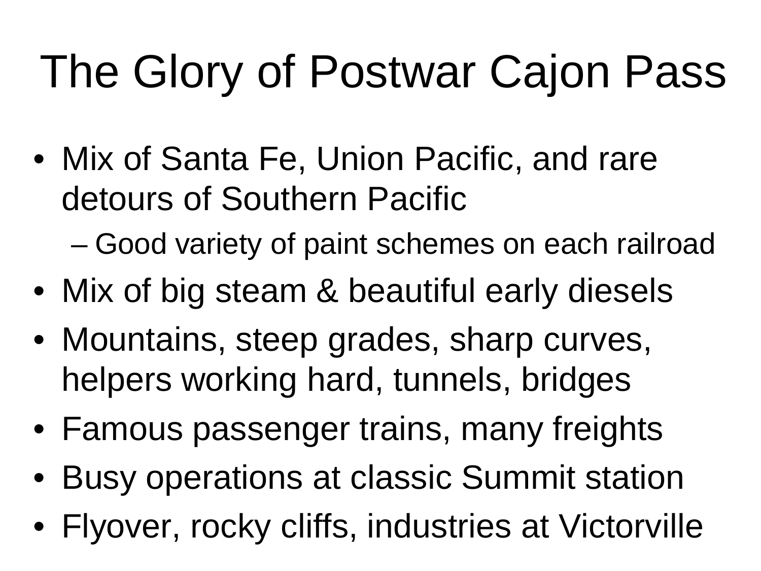# The Glory of Postwar Cajon Pass

- Mix of Santa Fe, Union Pacific, and rare detours of Southern Pacific
  - Good variety of paint schemes on each railroad
- Mix of big steam & beautiful early diesels
- Mountains, steep grades, sharp curves, helpers working hard, tunnels, bridges
- Famous passenger trains, many freights
- Busy operations at classic Summit station
- Flyover, rocky cliffs, industries at Victorville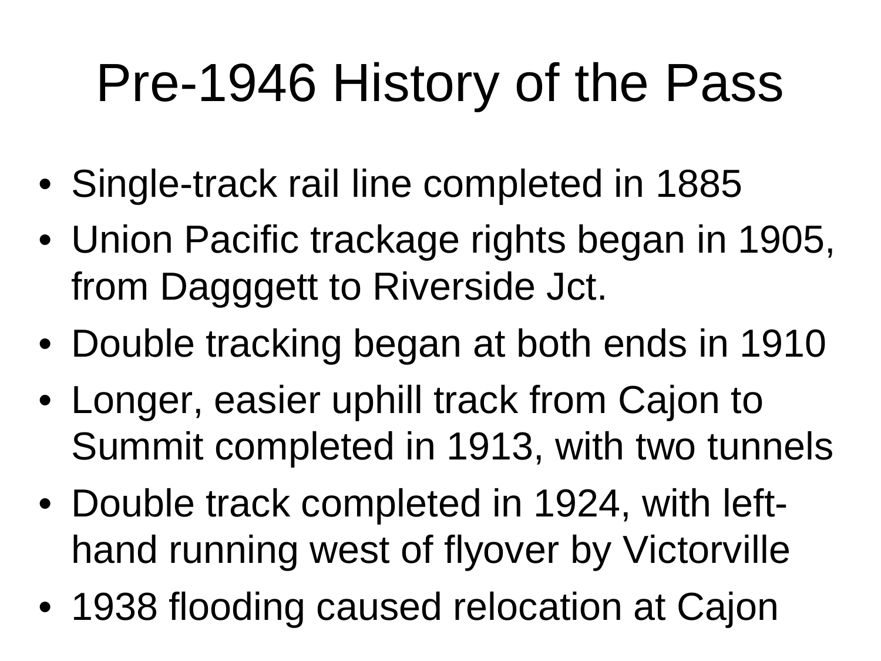# Pre-1946 History of the Pass

- Single-track rail line completed in 1885
- Union Pacific trackage rights began in 1905, from Dagggett to Riverside Jct.
- Double tracking began at both ends in 1910
- Longer, easier uphill track from Cajon to Summit completed in 1913, with two tunnels
- Double track completed in 1924, with left-hand running west of flyover by Victorville
- 1938 flooding caused relocation at Cajon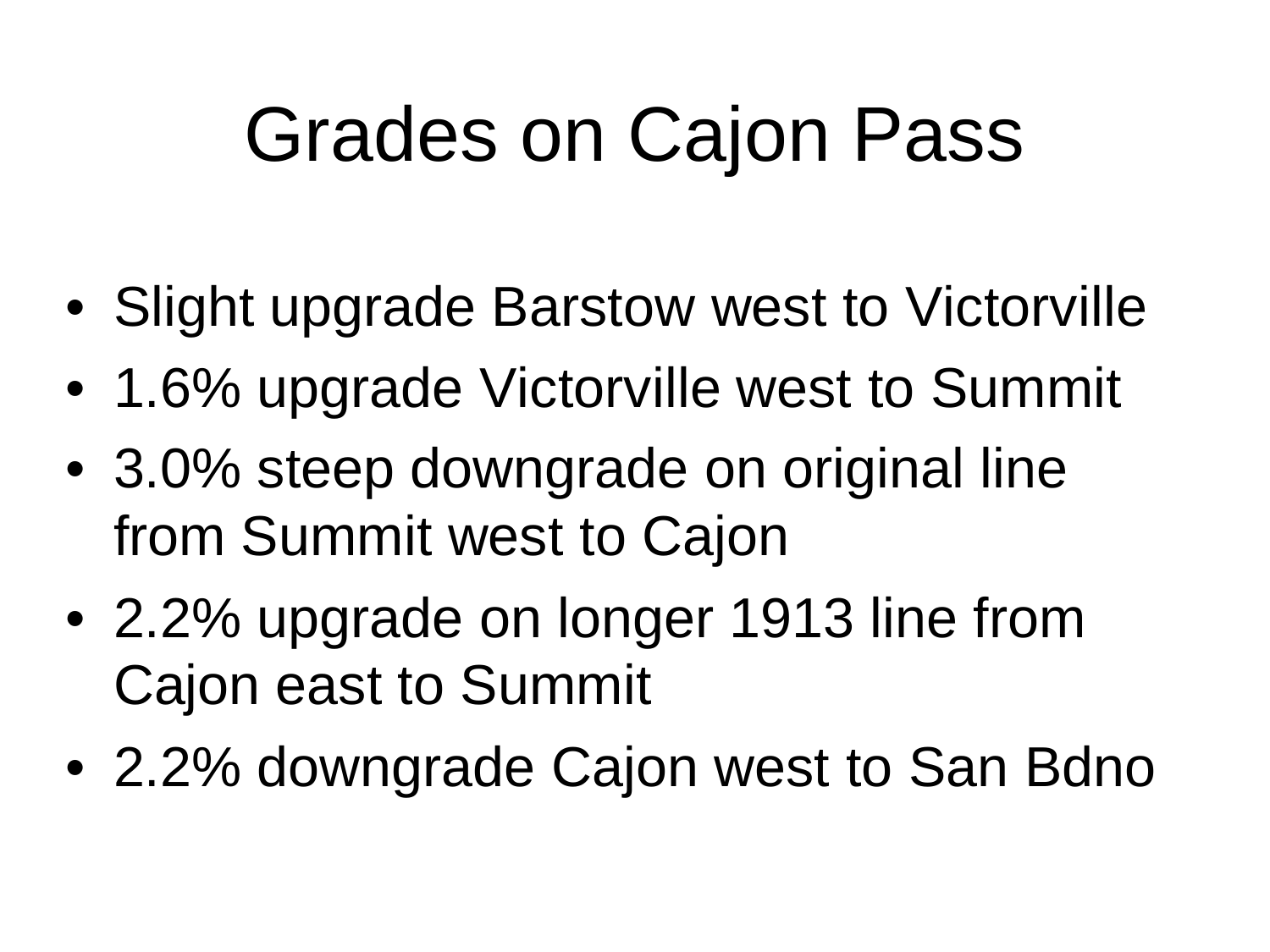# Grades on Cajon Pass

- Slight upgrade Barstow west to Victorville
- 1.6% upgrade Victorville west to Summit
- 3.0% steep downgrade on original line from Summit west to Cajon
- 2.2% upgrade on longer 1913 line from Cajon east to Summit
- 2.2% downgrade Cajon west to San Bdno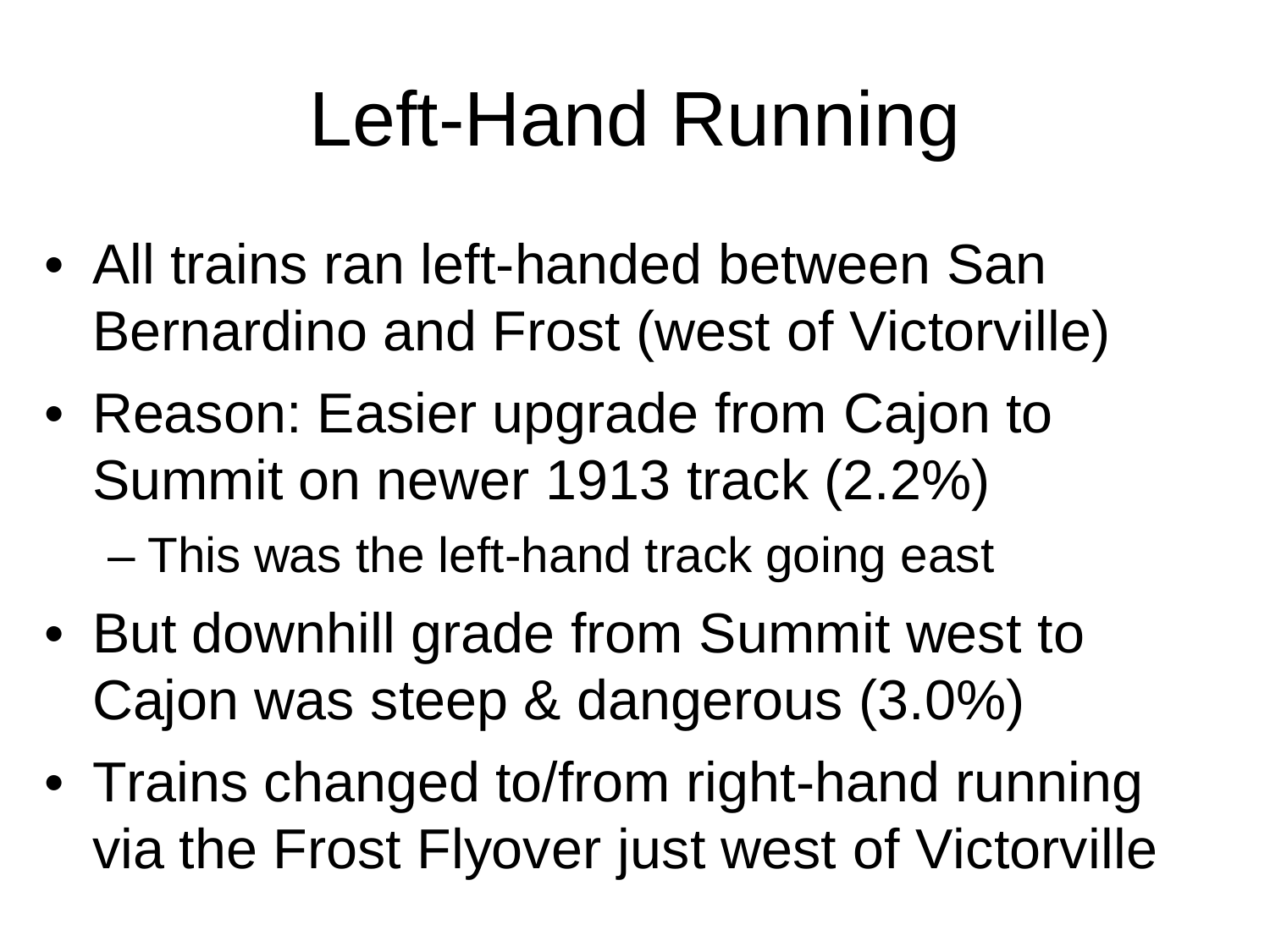# Left-Hand Running

- All trains ran left-handed between San Bernardino and Frost (west of Victorville)
- Reason: Easier upgrade from Cajon to Summit on newer 1913 track (2.2%)
  - This was the left-hand track going east
- But downhill grade from Summit west to Cajon was steep & dangerous (3.0%)
- Trains changed to/from right-hand running via the Frost Flyover just west of Victorville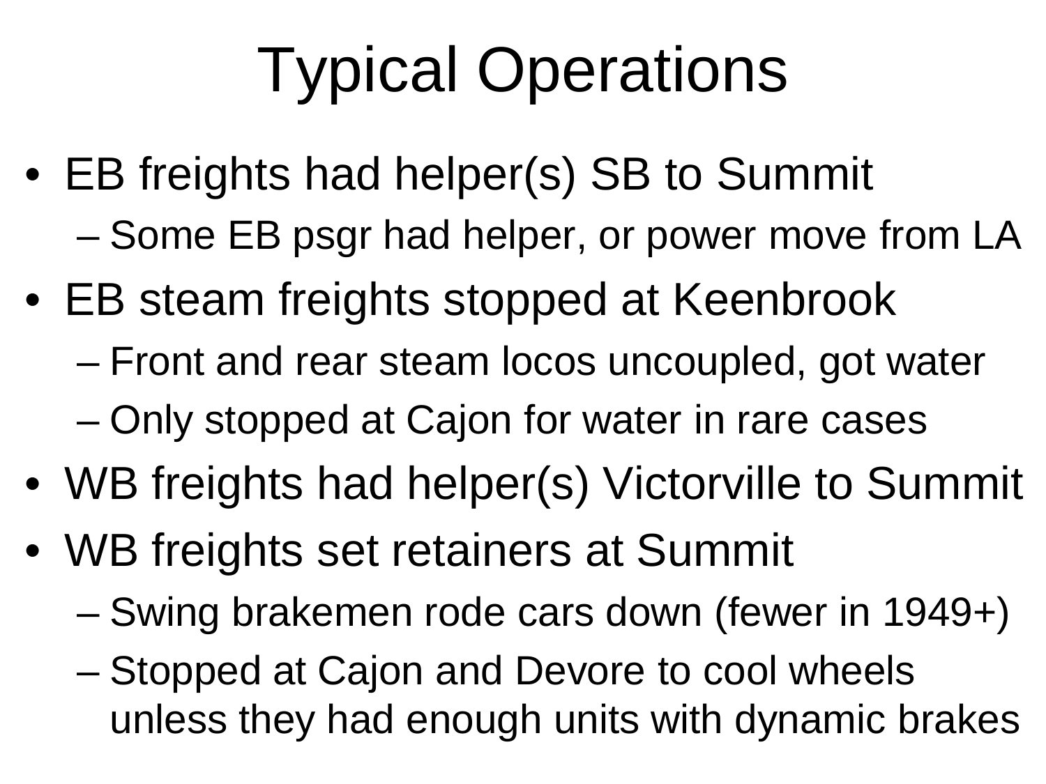# Typical Operations

- EB freights had helper(s) SB to Summit
  - Some EB psgr had helper, or power move from LA
- EB steam freights stopped at Keenbrook
  - Front and rear steam locos uncoupled, got water
  - Only stopped at Cajon for water in rare cases
- WB freights had helper(s) Victorville to Summit
- WB freights set retainers at Summit
  - Swing brakemen rode cars down (fewer in 1949+)
  - Stopped at Cajon and Devore to cool wheels unless they had enough units with dynamic brakes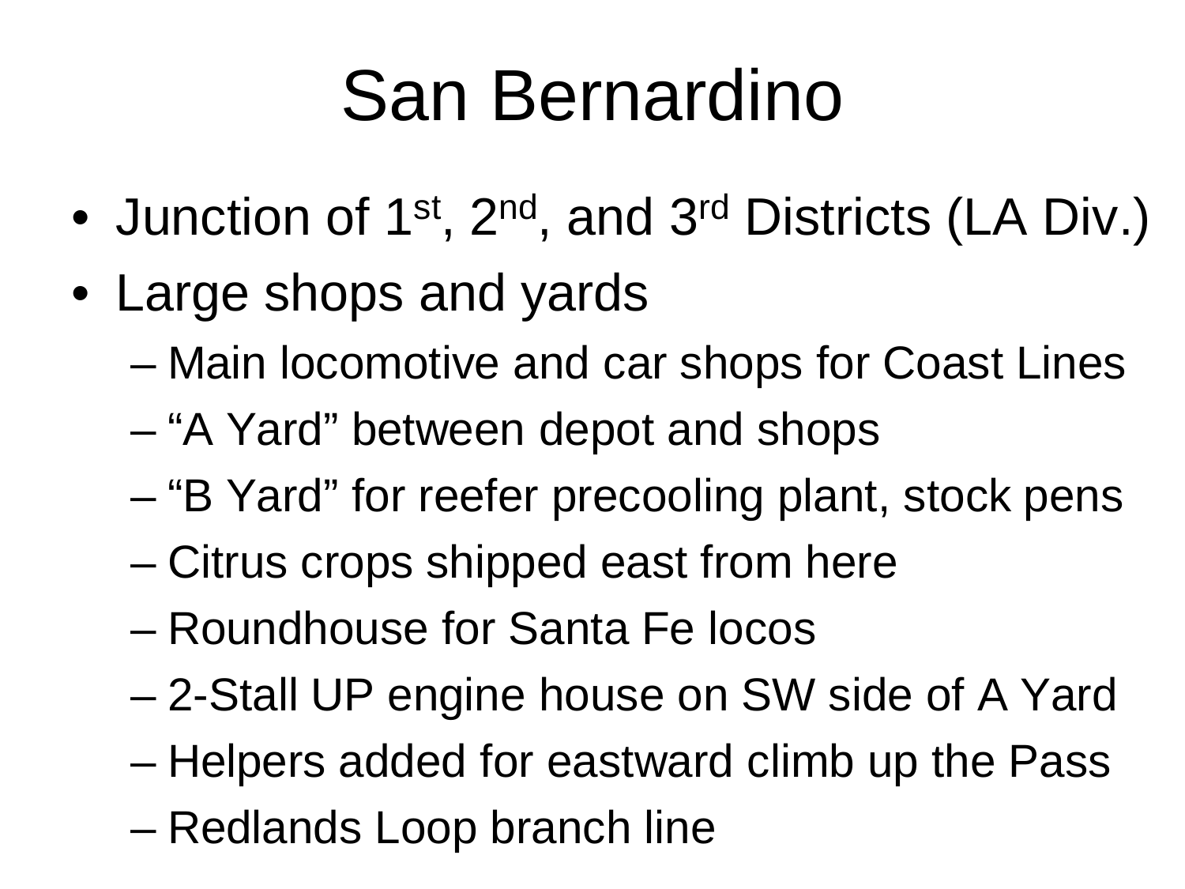# San Bernardino

- Junction of 1st, 2nd, and 3rd Districts (LA Div.)
- Large shops and yards
  - Main locomotive and car shops for Coast Lines
  - “A Yard” between depot and shops
  - “B Yard” for reefer precooling plant, stock pens
  - Citrus crops shipped east from here
  - Roundhouse for Santa Fe locos
  - 2-Stall UP engine house on SW side of A Yard
  - Helpers added for eastward climb up the Pass
  - Redlands Loop branch line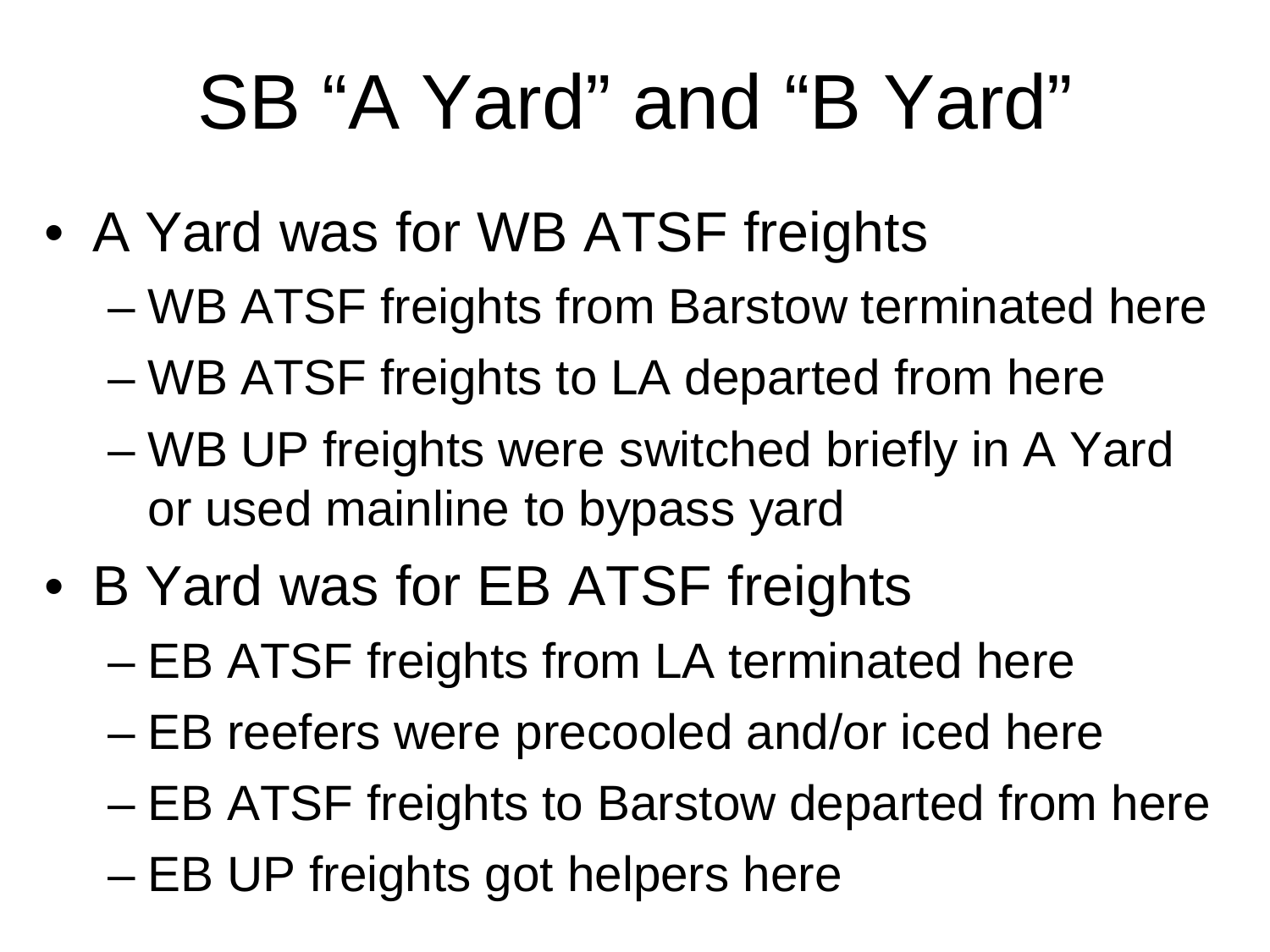# SB “A Yard” and “B Yard”

- A Yard was for WB ATSF freights
  - WB ATSF freights from Barstow terminated here
  - WB ATSF freights to LA departed from here
  - WB UP freights were switched briefly in A Yard or used mainline to bypass yard
- B Yard was for EB ATSF freights
  - EB ATSF freights from LA terminated here
  - EB reefers were precooled and/or iced here
  - EB ATSF freights to Barstow departed from here
  - EB UP freights got helpers here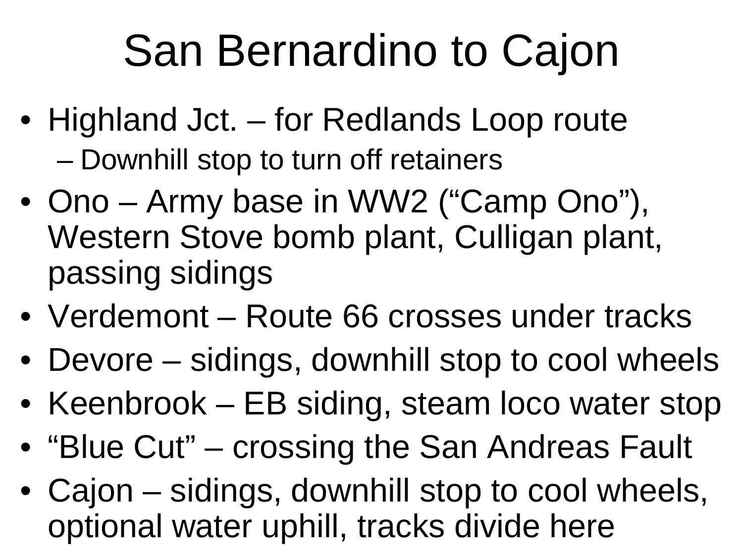# San Bernardino to Cajon

- Highland Jct. – for Redlands Loop route
  - Downhill stop to turn off retainers
- Ono – Army base in WW2 (“Camp Ono”), Western Stove bomb plant, Culligan plant, passing sidings
- Verdemont – Route 66 crosses under tracks
- Devore – sidings, downhill stop to cool wheels
- Keenbrook – EB siding, steam loco water stop
- “Blue Cut” – crossing the San Andreas Fault
- Cajon – sidings, downhill stop to cool wheels, optional water uphill, tracks divide here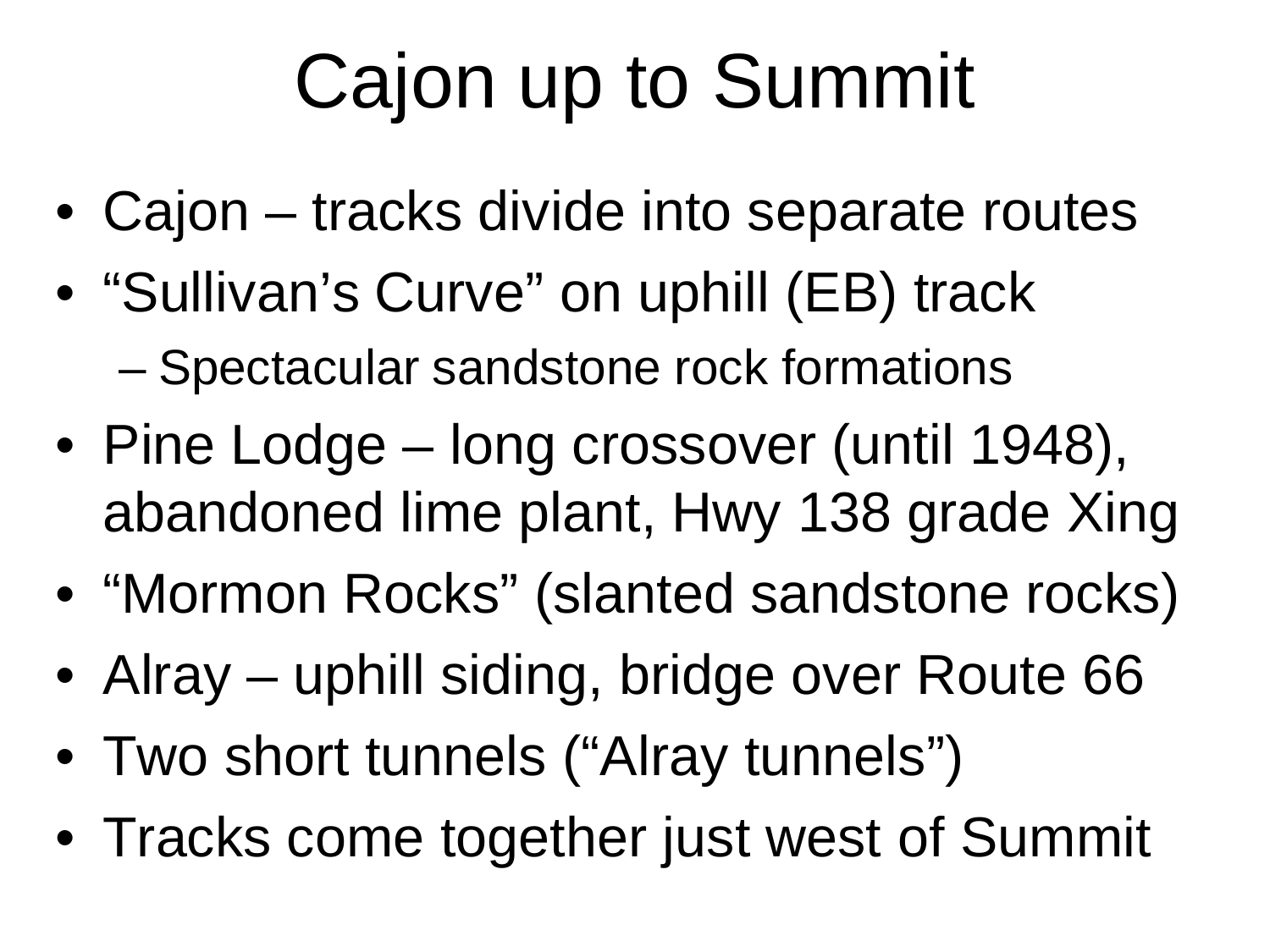# Cajon up to Summit

- Cajon – tracks divide into separate routes
- “Sullivan’s Curve” on uphill (EB) track
  - Spectacular sandstone rock formations
- Pine Lodge – long crossover (until 1948), abandoned lime plant, Hwy 138 grade Xing
- “Mormon Rocks” (slanted sandstone rocks)
- Alray – uphill siding, bridge over Route 66
- Two short tunnels (“Alray tunnels”)
- Tracks come together just west of Summit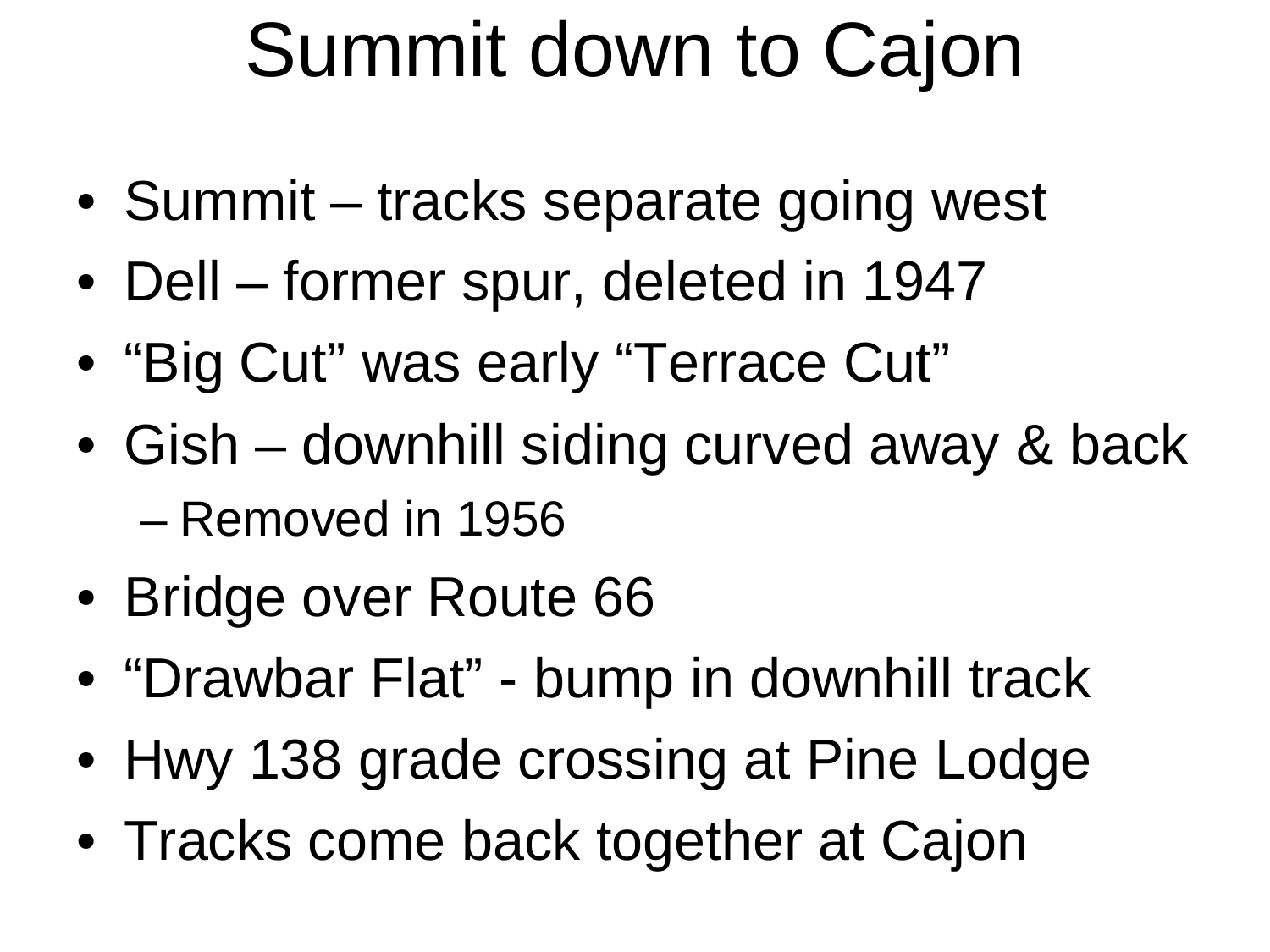# Summit down to Cajon

- Summit – tracks separate going west
- Dell – former spur, deleted in 1947
- "Big Cut" was early "Terrace Cut"
- Gish – downhill siding curved away & back
  - Removed in 1956
- Bridge over Route 66
- "Drawbar Flat" - bump in downhill track
- Hwy 138 grade crossing at Pine Lodge
- Tracks come back together at Cajon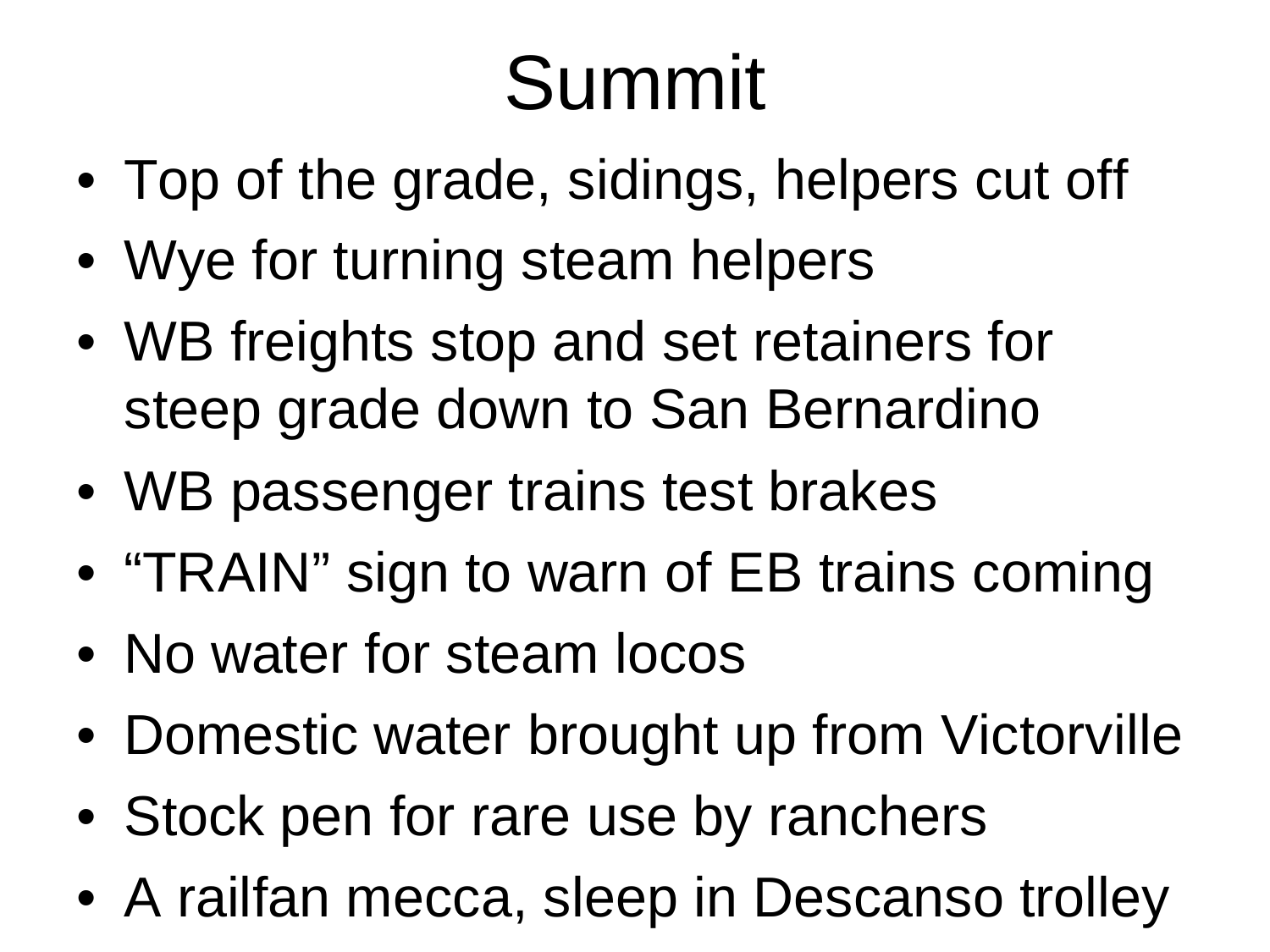# Summit

- Top of the grade, sidings, helpers cut off
- Wye for turning steam helpers
- WB freights stop and set retainers for steep grade down to San Bernardino
- WB passenger trains test brakes
- “TRAIN” sign to warn of EB trains coming
- No water for steam locos
- Domestic water brought up from Victorville
- Stock pen for rare use by ranchers
- A railfan mecca, sleep in Descanso trolley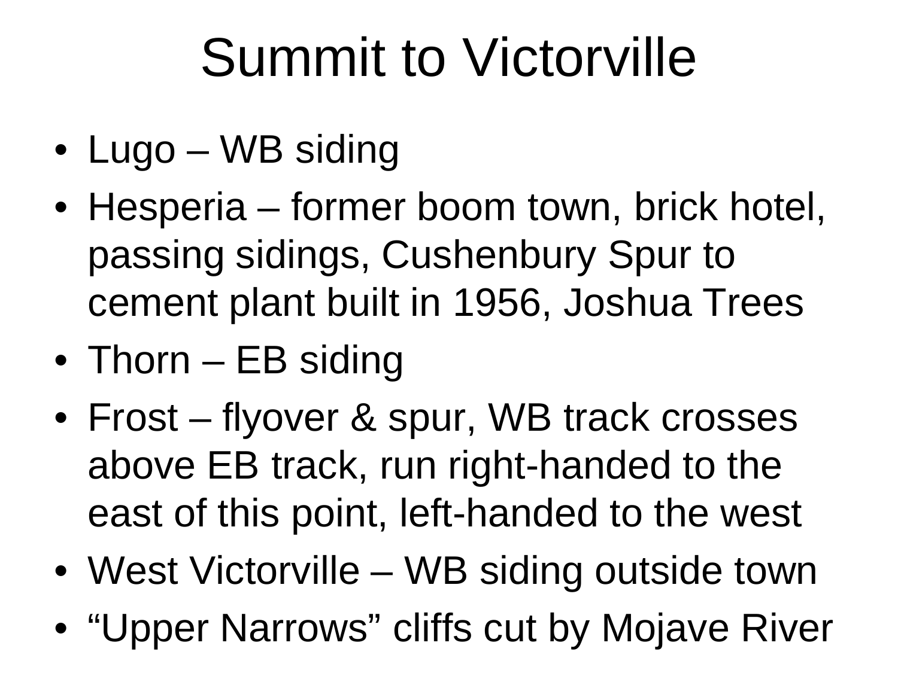# Summit to Victorville

- Lugo – WB siding
- Hesperia – former boom town, brick hotel, passing sidings, Cushenbury Spur to cement plant built in 1956, Joshua Trees
- Thorn – EB siding
- Frost – flyover & spur, WB track crosses above EB track, run right-handed to the east of this point, left-handed to the west
- West Victorville – WB siding outside town
- "Upper Narrows" cliffs cut by Mojave River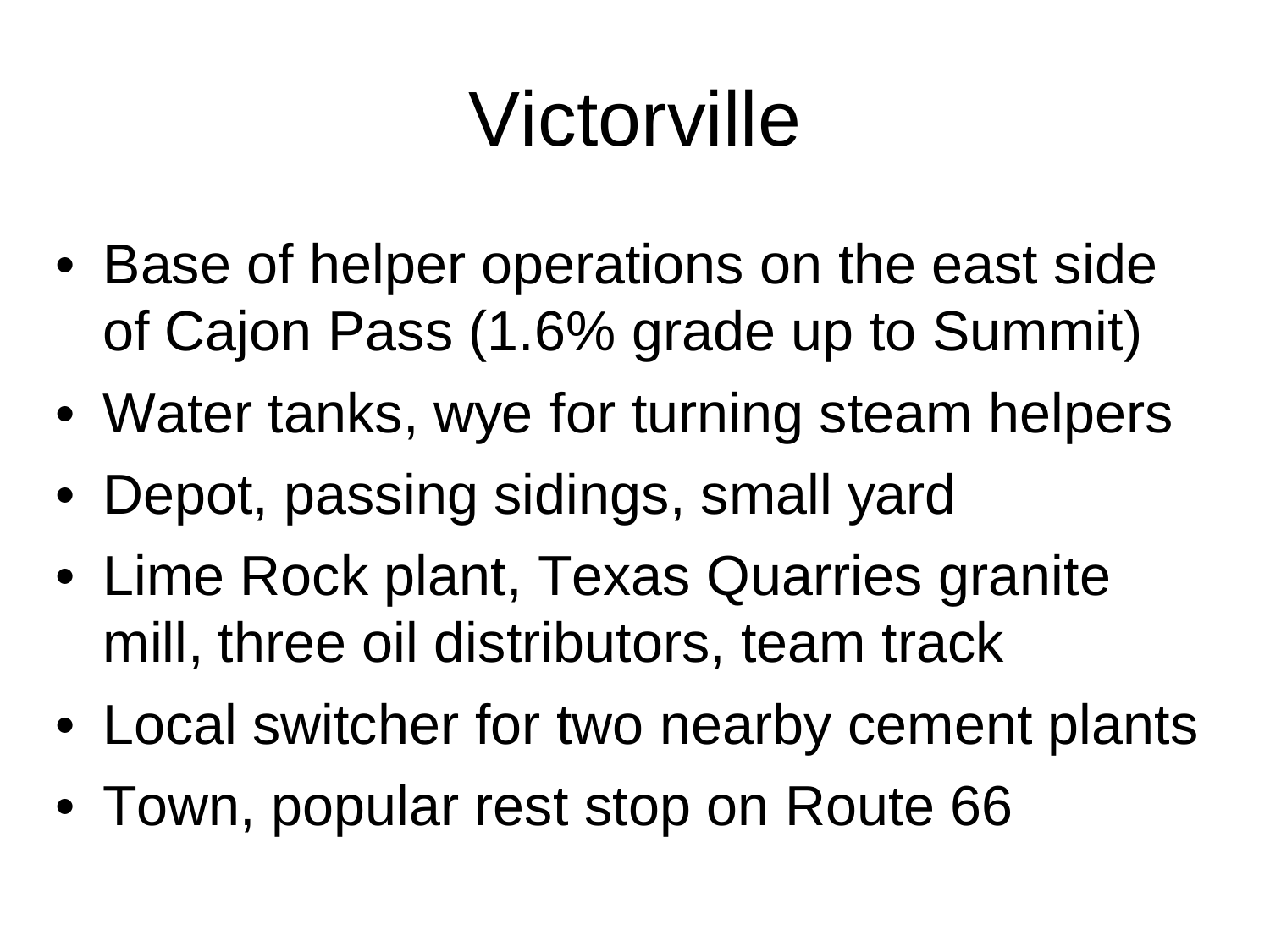# Victorville

- Base of helper operations on the east side of Cajon Pass (1.6% grade up to Summit)
- Water tanks, wye for turning steam helpers
- Depot, passing sidings, small yard
- Lime Rock plant, Texas Quarries granite mill, three oil distributors, team track
- Local switcher for two nearby cement plants
- Town, popular rest stop on Route 66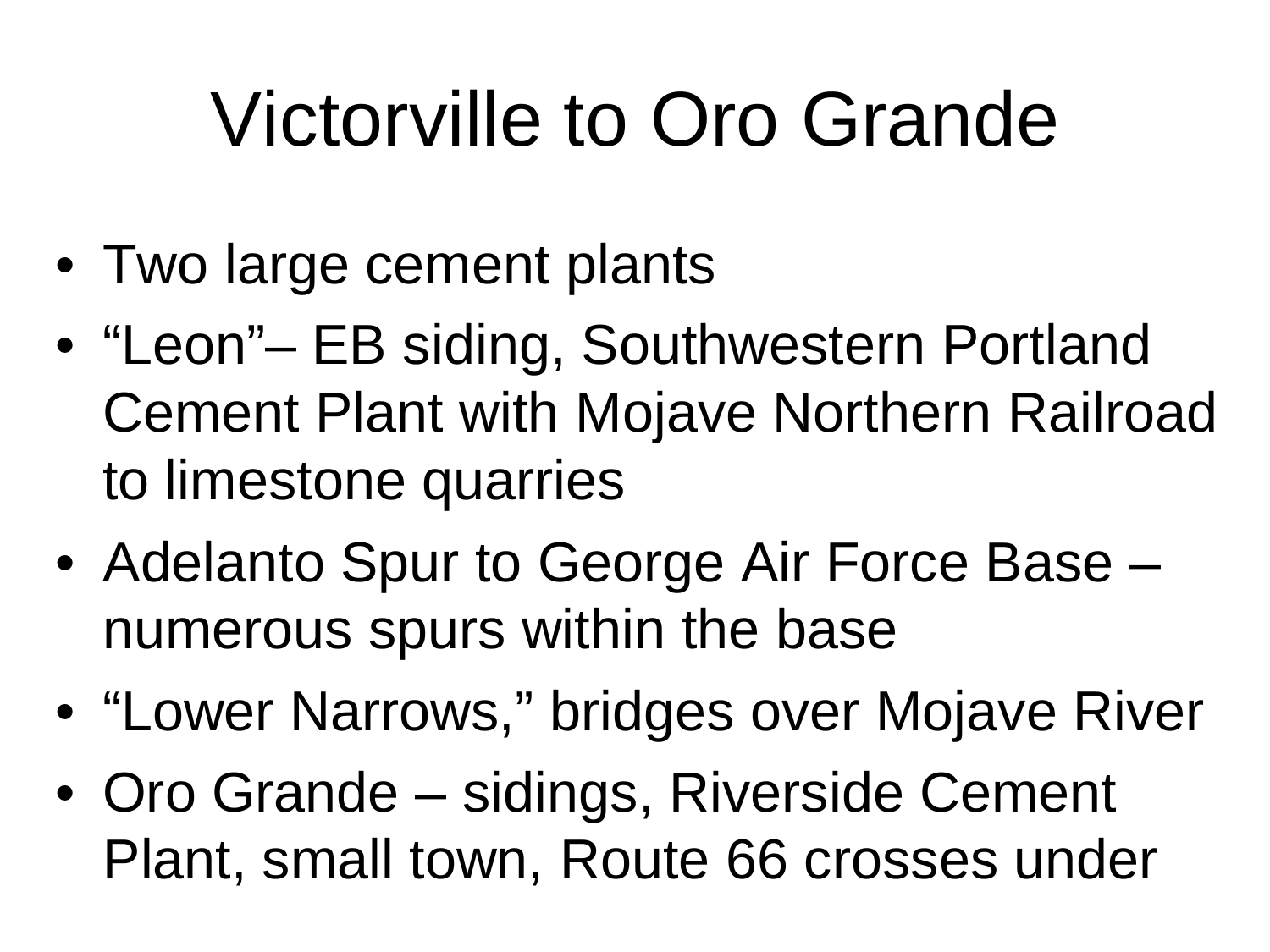# Victorville to Oro Grande

- Two large cement plants
- “Leon”– EB siding, Southwestern Portland Cement Plant with Mojave Northern Railroad to limestone quarries
- Adelanto Spur to George Air Force Base – numerous spurs within the base
- “Lower Narrows,” bridges over Mojave River
- Oro Grande – sidings, Riverside Cement Plant, small town, Route 66 crosses under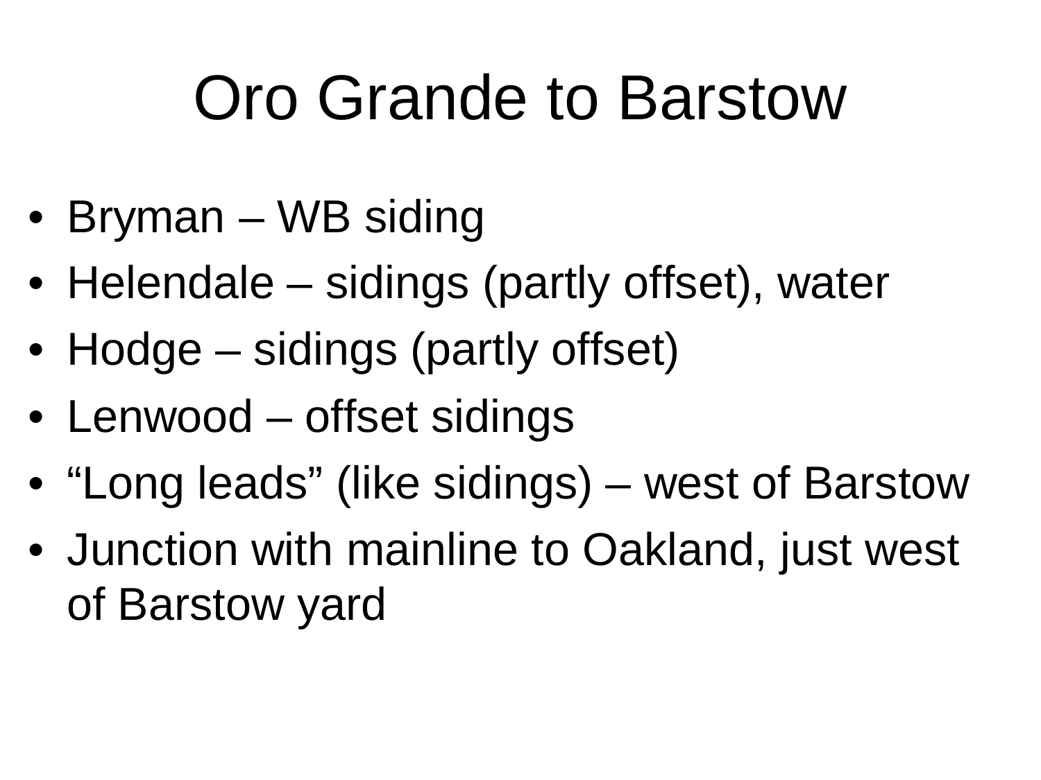# Oro Grande to Barstow

- Bryman – WB siding
- Helendale – sidings (partly offset), water
- Hodge – sidings (partly offset)
- Lenwood – offset sidings
- “Long leads” (like sidings) – west of Barstow
- Junction with mainline to Oakland, just west of Barstow yard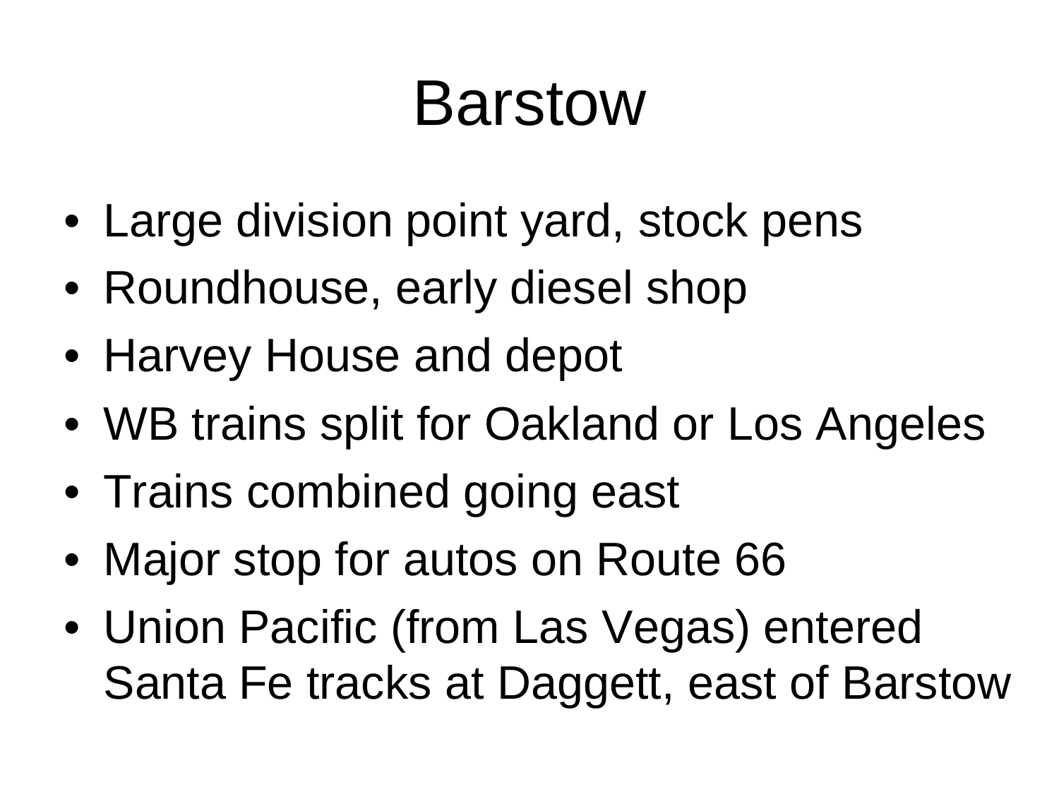# Barstow

- Large division point yard, stock pens
- Roundhouse, early diesel shop
- Harvey House and depot
- WB trains split for Oakland or Los Angeles
- Trains combined going east
- Major stop for autos on Route 66
- Union Pacific (from Las Vegas) entered Santa Fe tracks at Daggett, east of Barstow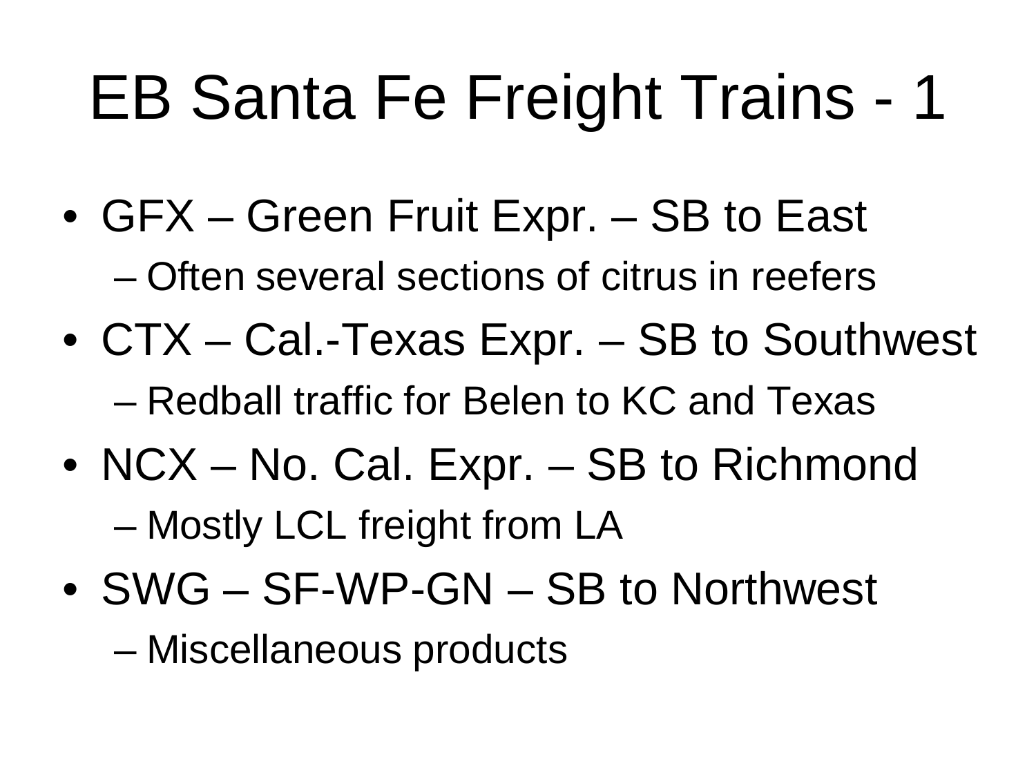# EB Santa Fe Freight Trains - 1

- GFX – Green Fruit Expr. – SB to East
  - Often several sections of citrus in reefers
- CTX – Cal.-Texas Expr. – SB to Southwest
  - Redball traffic for Belen to KC and Texas
- NCX – No. Cal. Expr. – SB to Richmond
  - Mostly LCL freight from LA
- SWG – SF-WP-GN – SB to Northwest
  - Miscellaneous products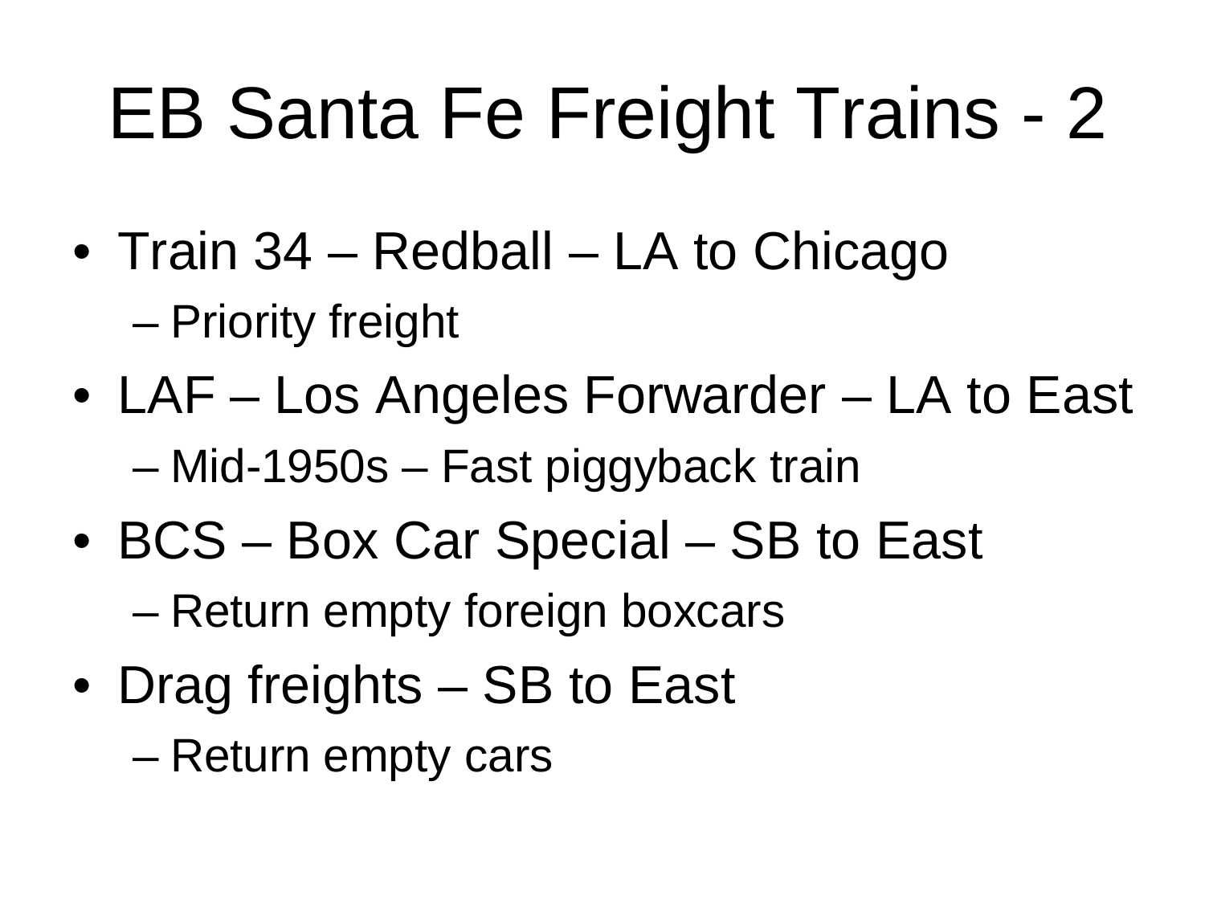# EB Santa Fe Freight Trains - 2

- Train 34 – Redball – LA to Chicago
  - Priority freight
- LAF – Los Angeles Forwarder – LA to East
  - Mid-1950s – Fast piggyback train
- BCS – Box Car Special – SB to East
  - Return empty foreign boxcars
- Drag freights – SB to East
  - Return empty cars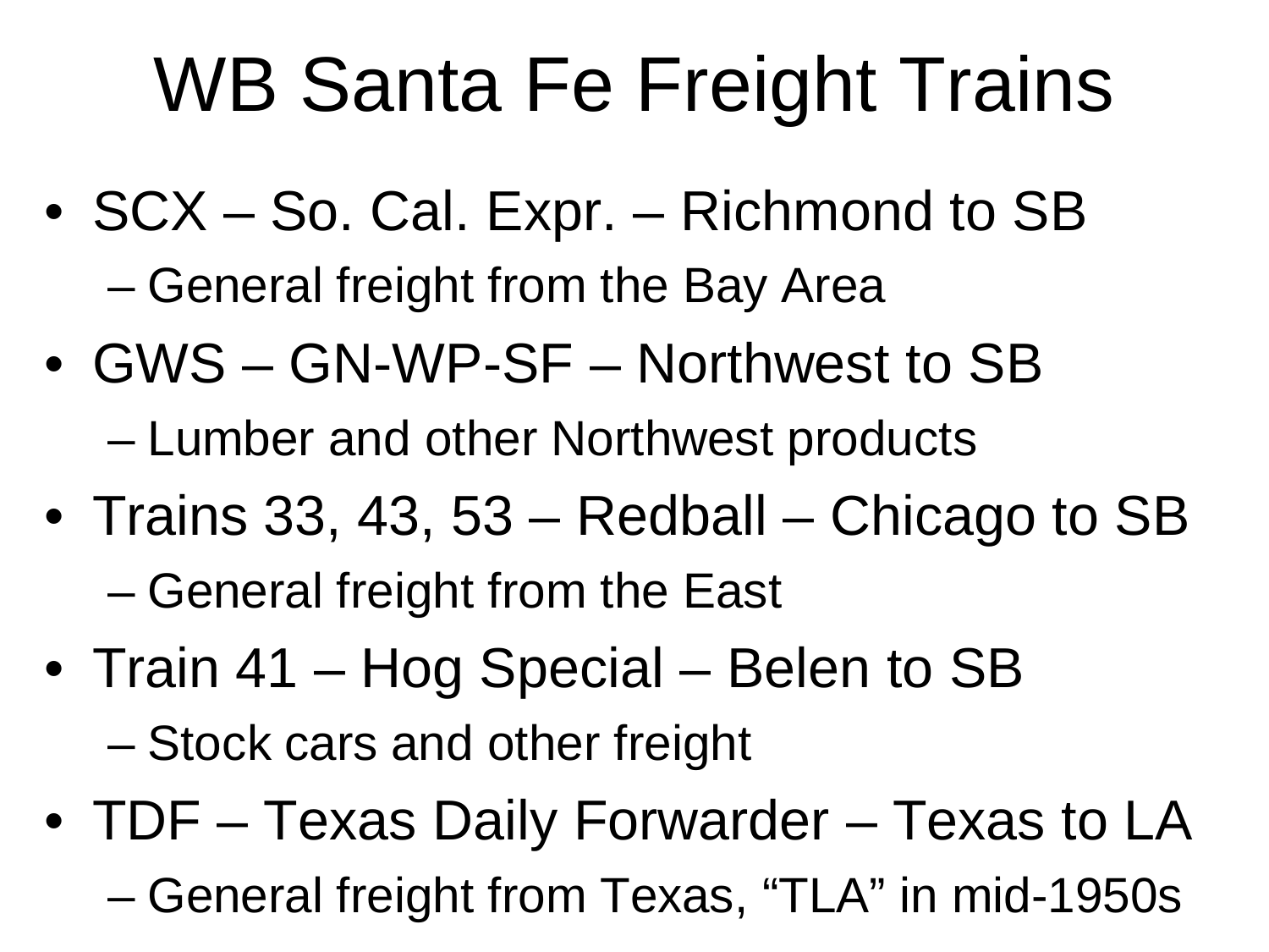# WB Santa Fe Freight Trains

- SCX – So. Cal. Expr. – Richmond to SB
  - General freight from the Bay Area
- GWS – GN-WP-SF – Northwest to SB
  - Lumber and other Northwest products
- Trains 33, 43, 53 – Redball – Chicago to SB
  - General freight from the East
- Train 41 – Hog Special – Belen to SB
  - Stock cars and other freight
- TDF – Texas Daily Forwarder – Texas to LA
  - General freight from Texas, “TLA” in mid-1950s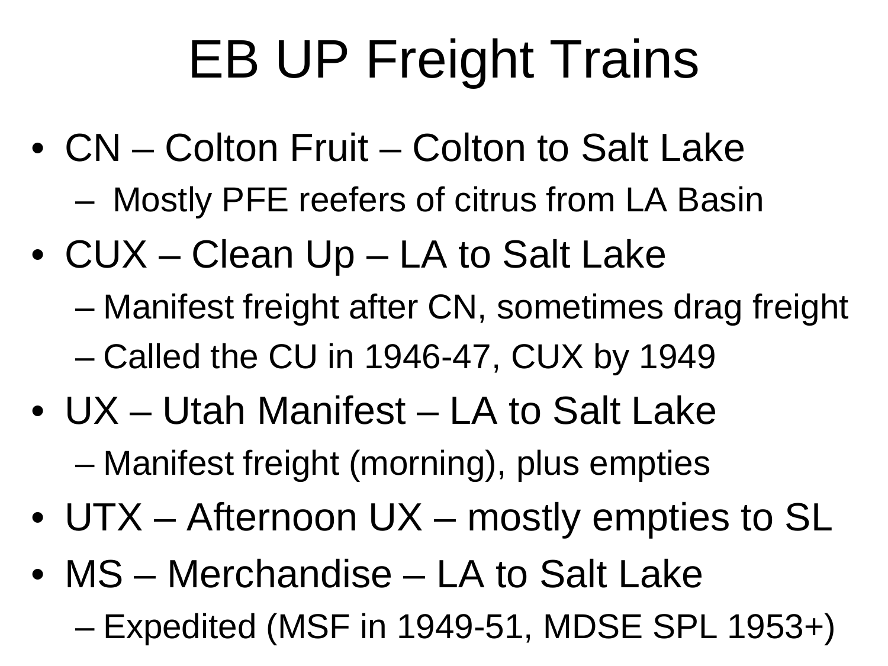# EB UP Freight Trains

- CN – Colton Fruit – Colton to Salt Lake
  - Mostly PFE reefers of citrus from LA Basin
- CUX – Clean Up – LA to Salt Lake
  - Manifest freight after CN, sometimes drag freight
  - Called the CU in 1946-47, CUX by 1949
- UX – Utah Manifest – LA to Salt Lake
  - Manifest freight (morning), plus empties
- UTX – Afternoon UX – mostly empties to SL
- MS – Merchandise – LA to Salt Lake
  - Expedited (MSF in 1949-51, MDSE SPL 1953+)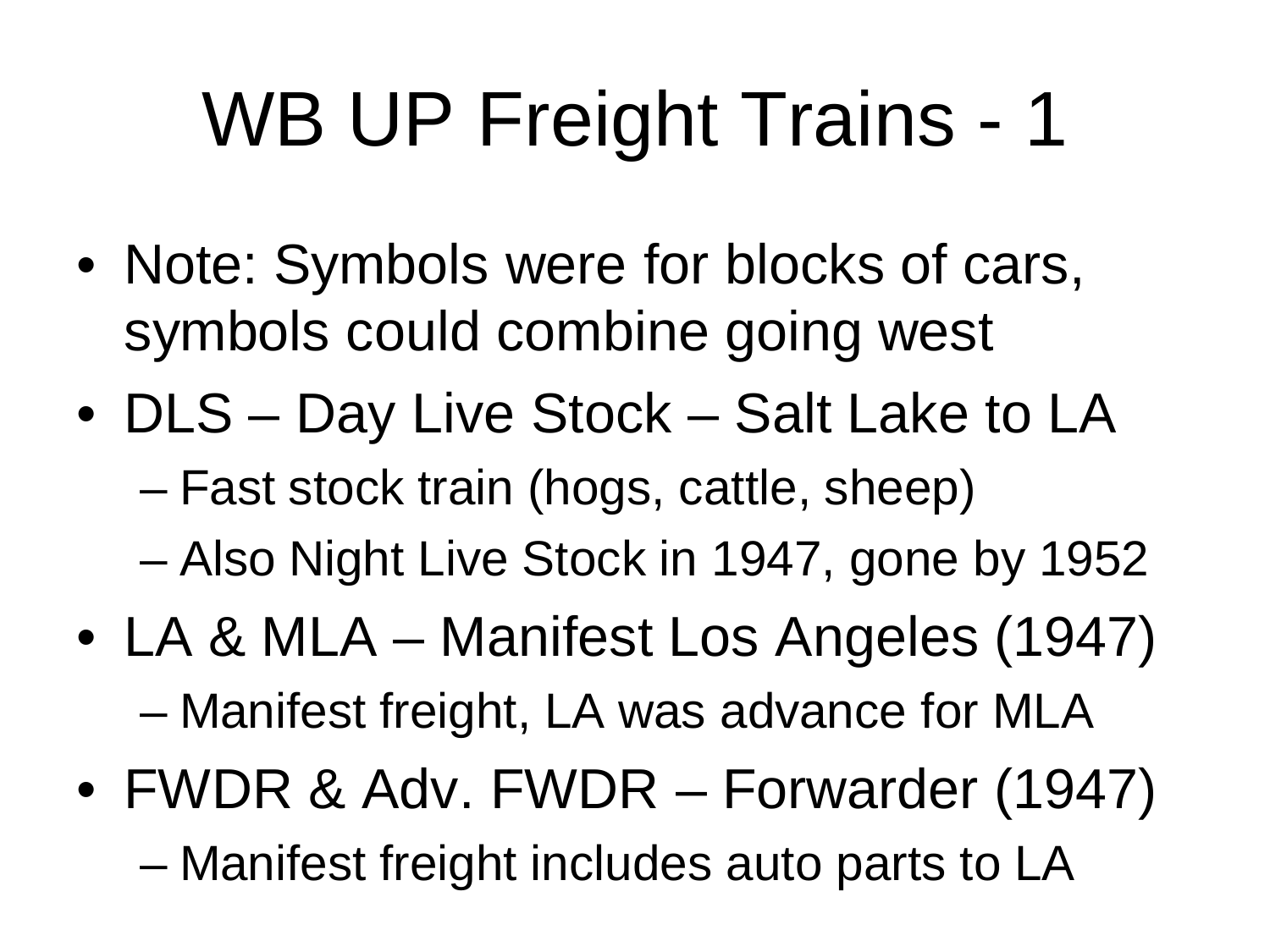# WB UP Freight Trains - 1

- Note: Symbols were for blocks of cars, symbols could combine going west
- DLS – Day Live Stock – Salt Lake to LA
  - Fast stock train (hogs, cattle, sheep)
  - Also Night Live Stock in 1947, gone by 1952
- LA & MLA – Manifest Los Angeles (1947)
  - Manifest freight, LA was advance for MLA
- FWDR & Adv. FWDR – Forwarder (1947)
  - Manifest freight includes auto parts to LA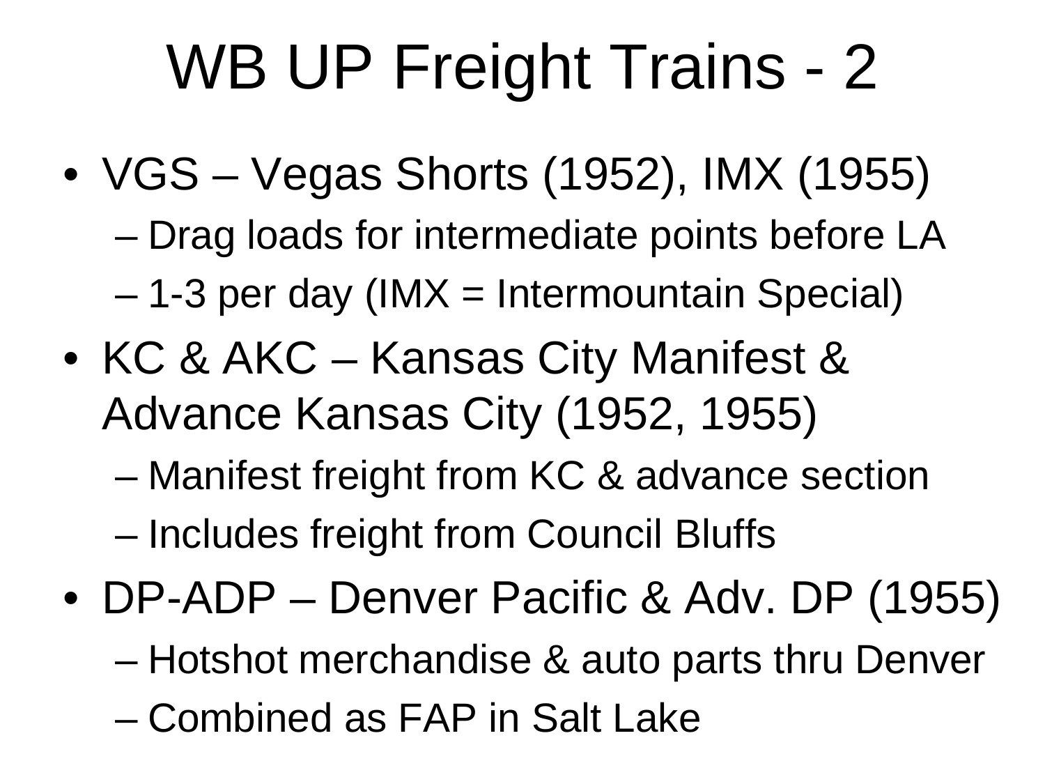# WB UP Freight Trains - 2

- VGS – Vegas Shorts (1952), IMX (1955)
  - Drag loads for intermediate points before LA
  - 1-3 per day (IMX = Intermountain Special)
- KC & AKC – Kansas City Manifest & Advance Kansas City (1952, 1955)
  - Manifest freight from KC & advance section
  - Includes freight from Council Bluffs
- DP-ADP – Denver Pacific & Adv. DP (1955)
  - Hotshot merchandise & auto parts thru Denver
  - Combined as FAP in Salt Lake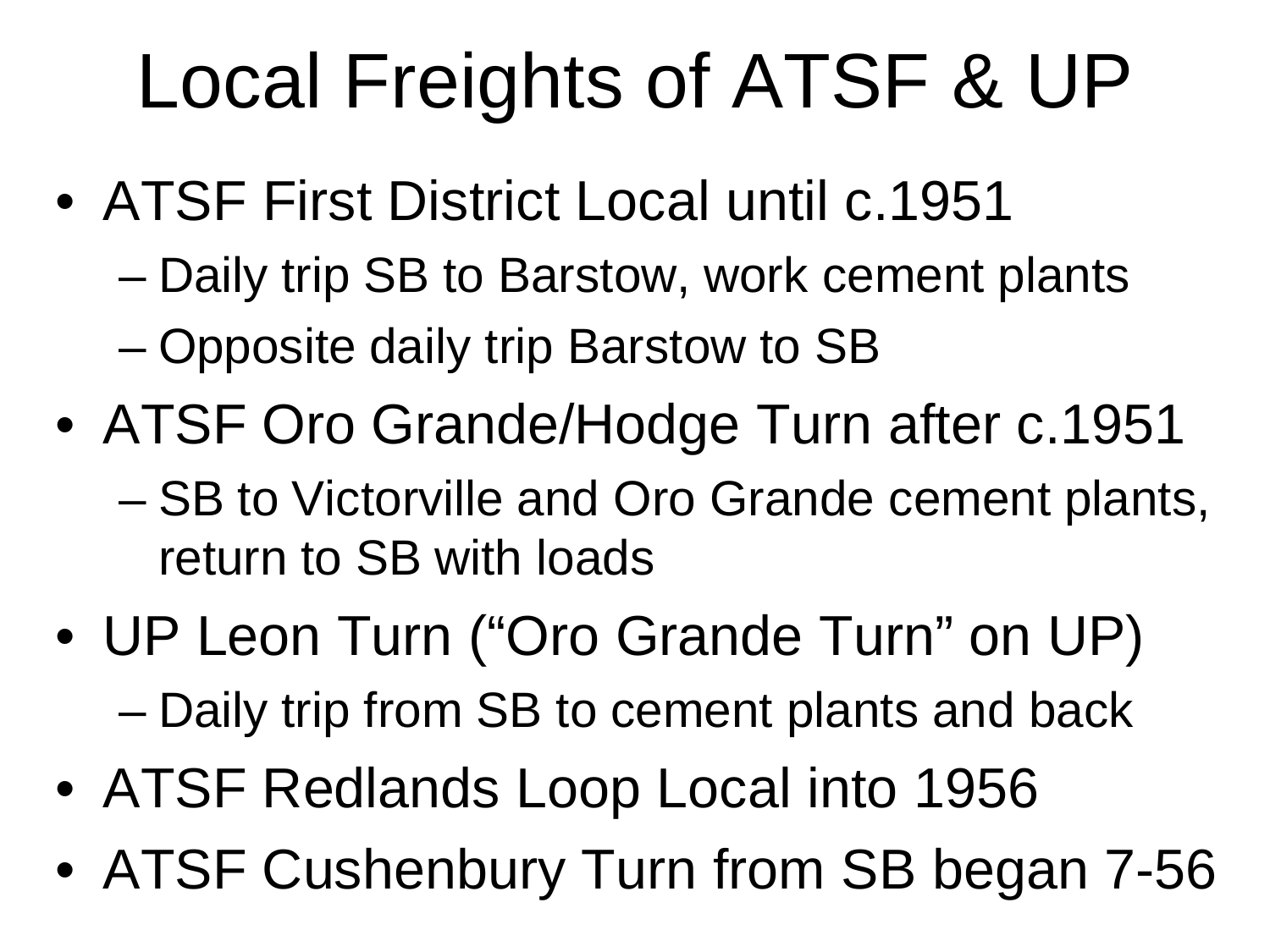# Local Freights of ATSF & UP

- ATSF First District Local until c.1951
  - Daily trip SB to Barstow, work cement plants
  - Opposite daily trip Barstow to SB
- ATSF Oro Grande/Hodge Turn after c.1951
  - SB to Victorville and Oro Grande cement plants, return to SB with loads
- UP Leon Turn ("Oro Grande Turn" on UP)
  - Daily trip from SB to cement plants and back
- ATSF Redlands Loop Local into 1956
- ATSF Cushenbury Turn from SB began 7-56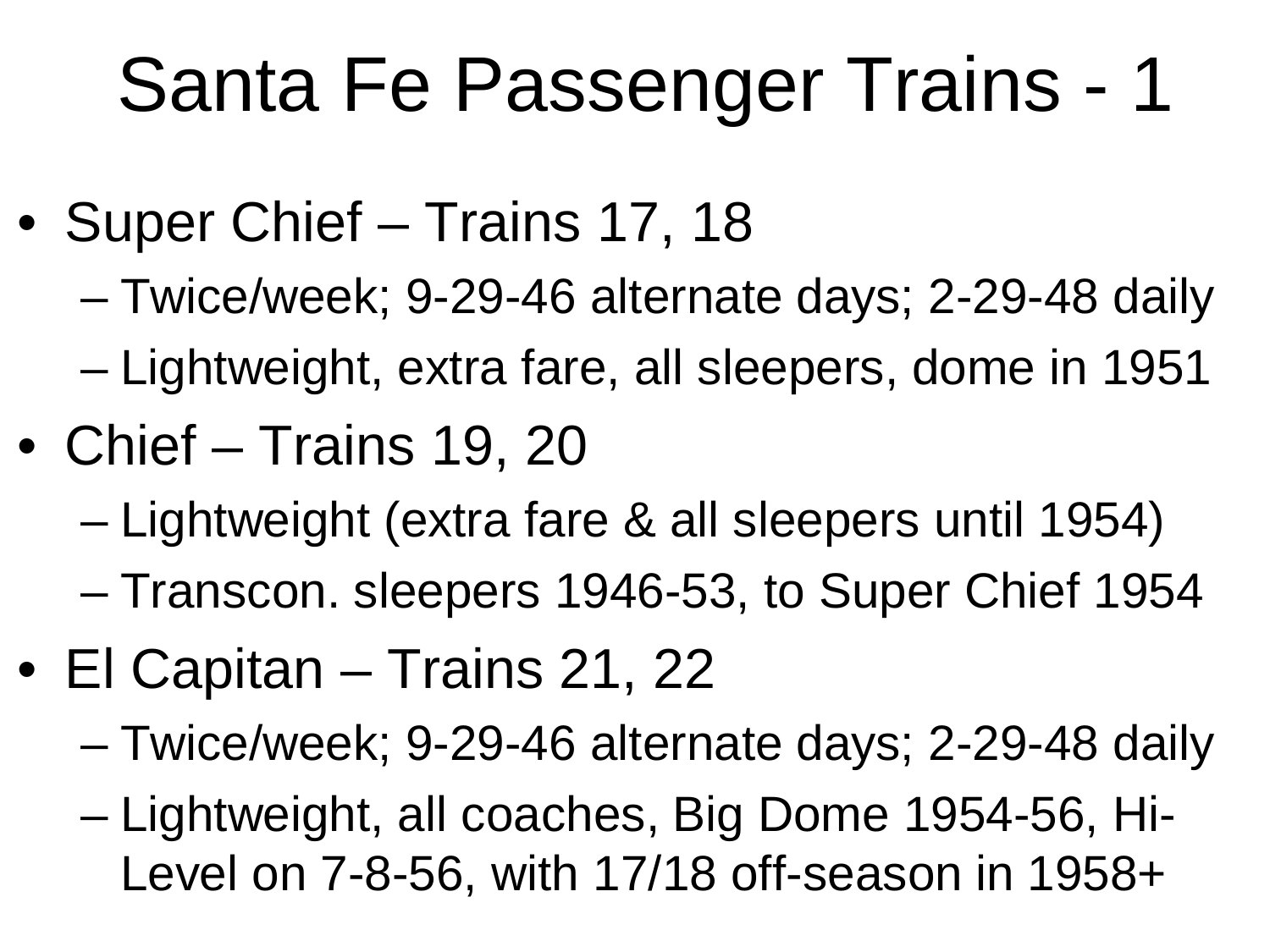# Santa Fe Passenger Trains - 1

- Super Chief – Trains 17, 18
  - Twice/week; 9-29-46 alternate days; 2-29-48 daily
  - Lightweight, extra fare, all sleepers, dome in 1951
- Chief – Trains 19, 20
  - Lightweight (extra fare & all sleepers until 1954)
  - Transcon. sleepers 1946-53, to Super Chief 1954
- El Capitan – Trains 21, 22
  - Twice/week; 9-29-46 alternate days; 2-29-48 daily
  - Lightweight, all coaches, Big Dome 1954-56, Hi-Level on 7-8-56, with 17/18 off-season in 1958+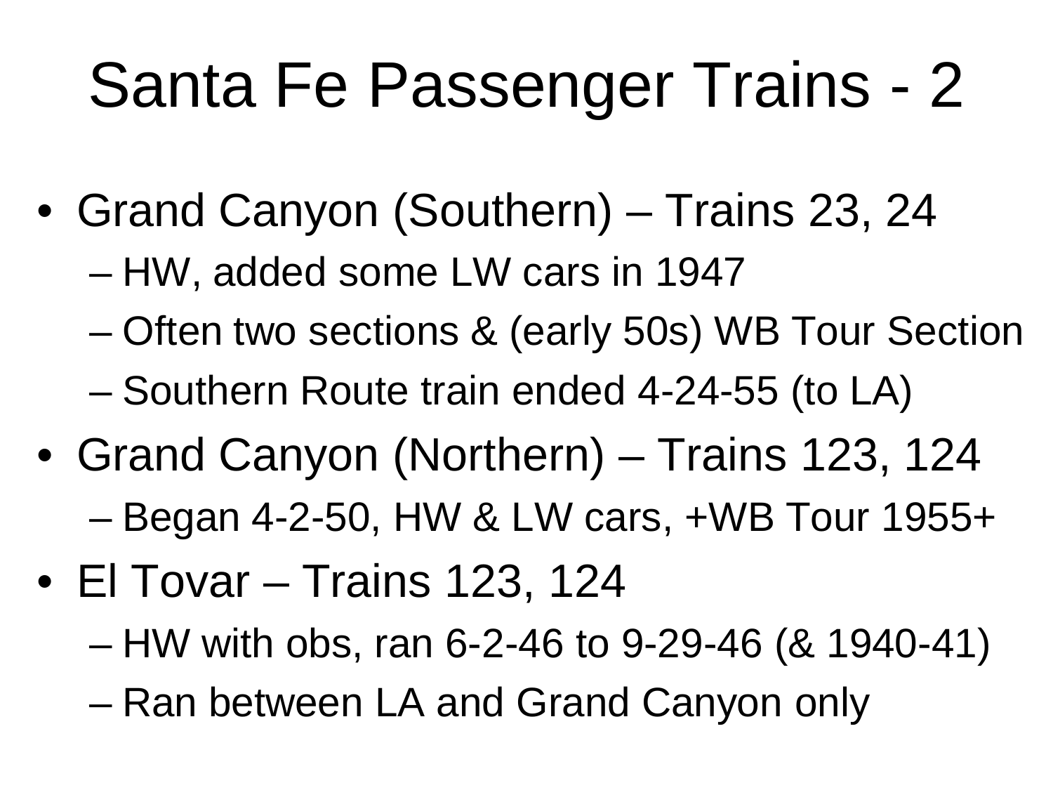# Santa Fe Passenger Trains - 2

- Grand Canyon (Southern) – Trains 23, 24
  - HW, added some LW cars in 1947
  - Often two sections & (early 50s) WB Tour Section
  - Southern Route train ended 4-24-55 (to LA)
- Grand Canyon (Northern) – Trains 123, 124
  - Began 4-2-50, HW & LW cars, +WB Tour 1955+
- El Tovar – Trains 123, 124
  - HW with obs, ran 6-2-46 to 9-29-46 (& 1940-41)
  - Ran between LA and Grand Canyon only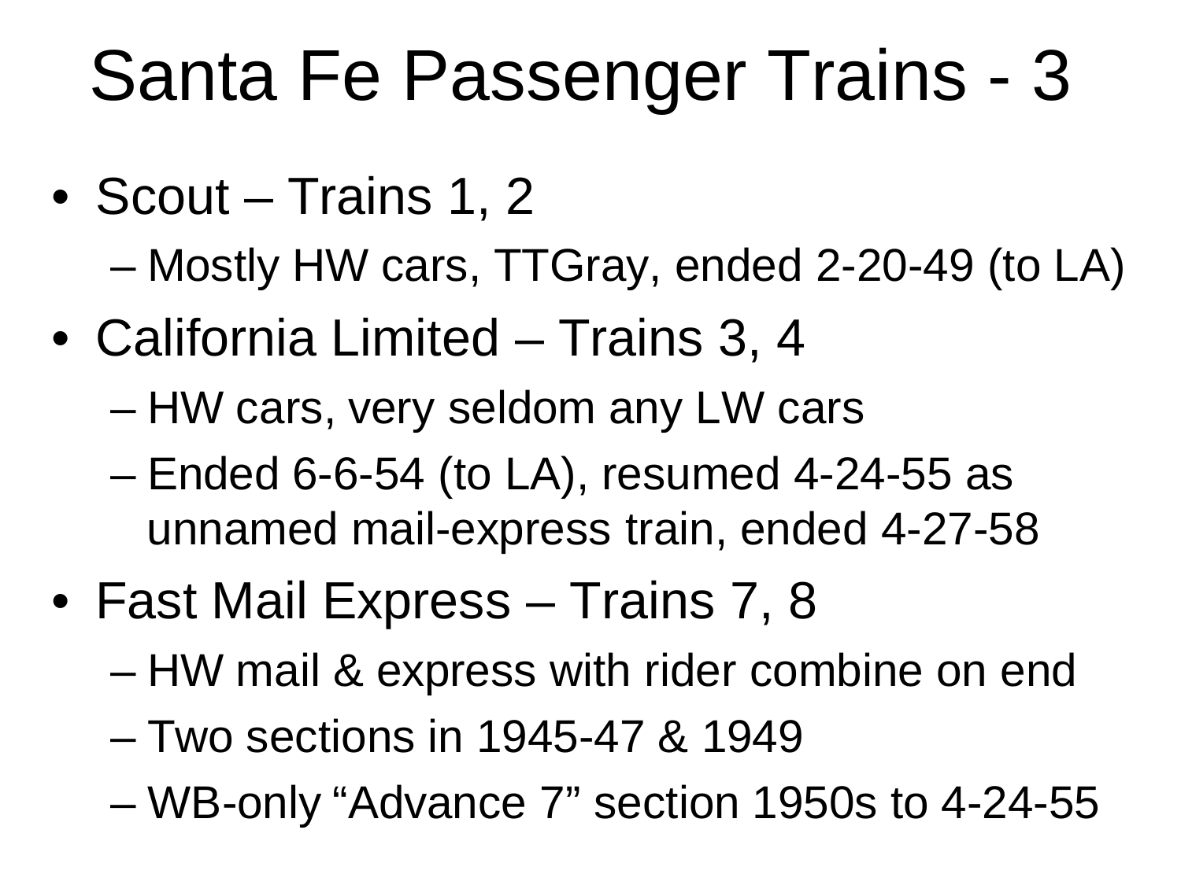# Santa Fe Passenger Trains - 3

- Scout – Trains 1, 2
  - Mostly HW cars, TTGray, ended 2-20-49 (to LA)
- California Limited – Trains 3, 4
  - HW cars, very seldom any LW cars
  - Ended 6-6-54 (to LA), resumed 4-24-55 as unnamed mail-express train, ended 4-27-58
- Fast Mail Express – Trains 7, 8
  - HW mail & express with rider combine on end
  - Two sections in 1945-47 & 1949
  - WB-only “Advance 7” section 1950s to 4-24-55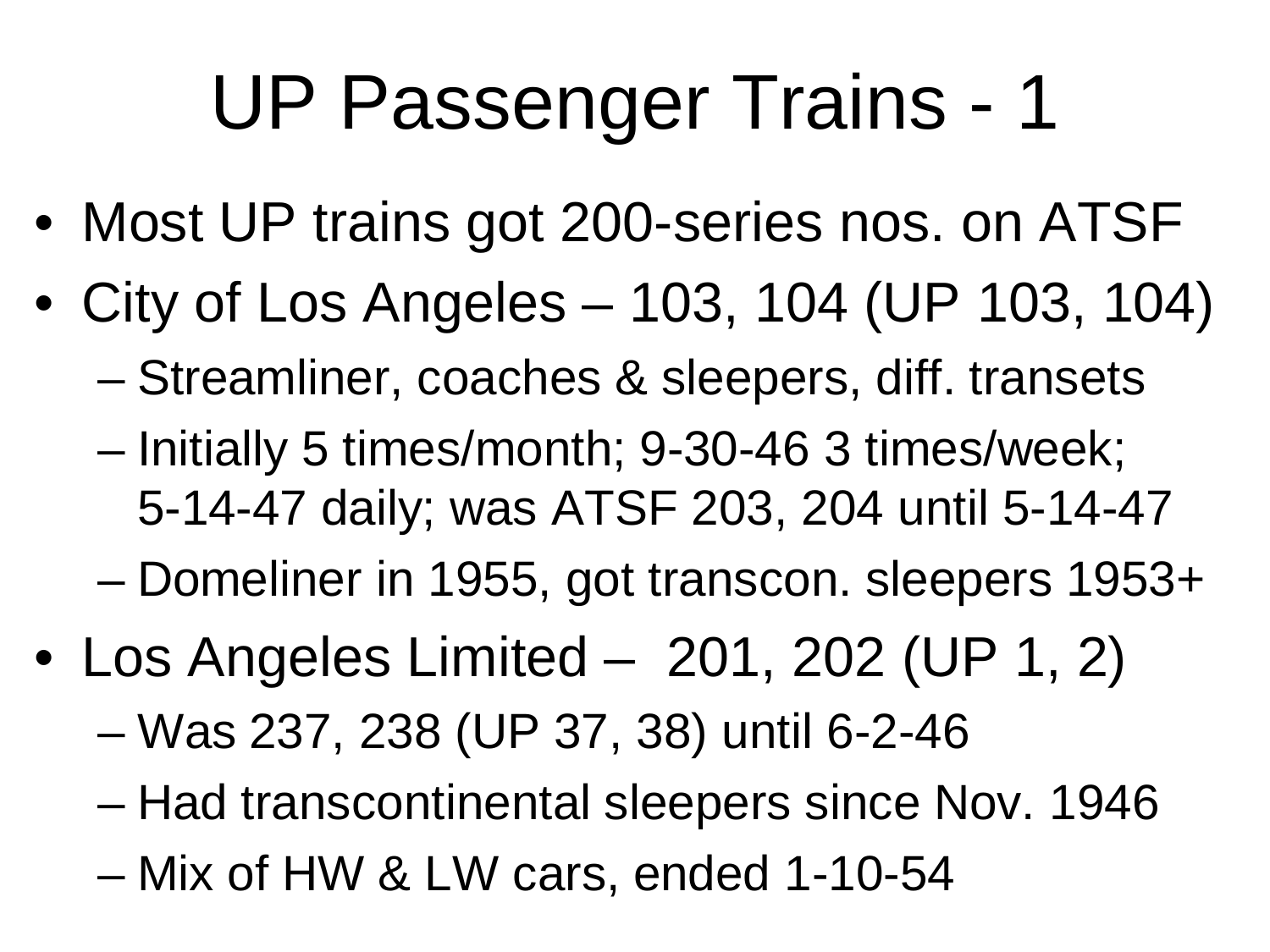# UP Passenger Trains - 1

- Most UP trains got 200-series nos. on ATSF
- City of Los Angeles – 103, 104 (UP 103, 104)
  - Streamliner, coaches & sleepers, diff. transets
  - Initially 5 times/month; 9-30-46 3 times/week; 5-14-47 daily; was ATSF 203, 204 until 5-14-47
  - Domeliner in 1955, got transcon. sleepers 1953+
- Los Angeles Limited – 201, 202 (UP 1, 2)
  - Was 237, 238 (UP 37, 38) until 6-2-46
  - Had transcontinental sleepers since Nov. 1946
  - Mix of HW & LW cars, ended 1-10-54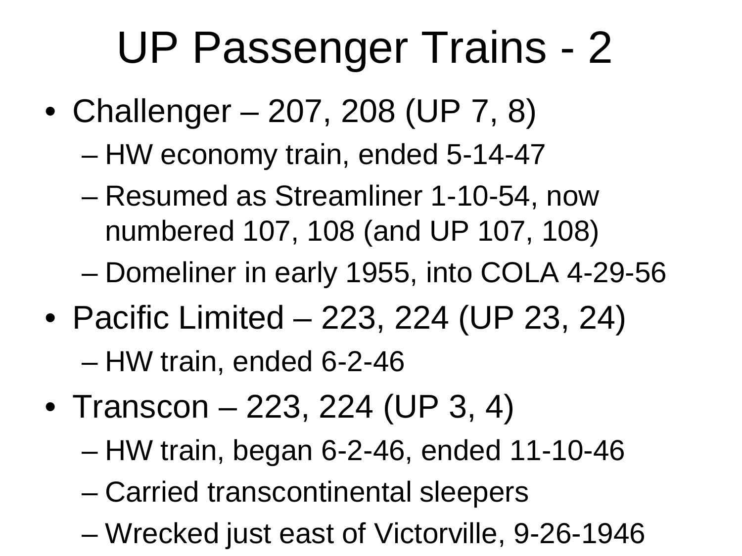# UP Passenger Trains - 2

- Challenger – 207, 208 (UP 7, 8)
  - HW economy train, ended 5-14-47
  - Resumed as Streamliner 1-10-54, now numbered 107, 108 (and UP 107, 108)
  - Domeliner in early 1955, into COLA 4-29-56
- Pacific Limited – 223, 224 (UP 23, 24)
  - HW train, ended 6-2-46
- Transcon – 223, 224 (UP 3, 4)
  - HW train, began 6-2-46, ended 11-10-46
  - Carried transcontinental sleepers
  - Wrecked just east of Victorville, 9-26-1946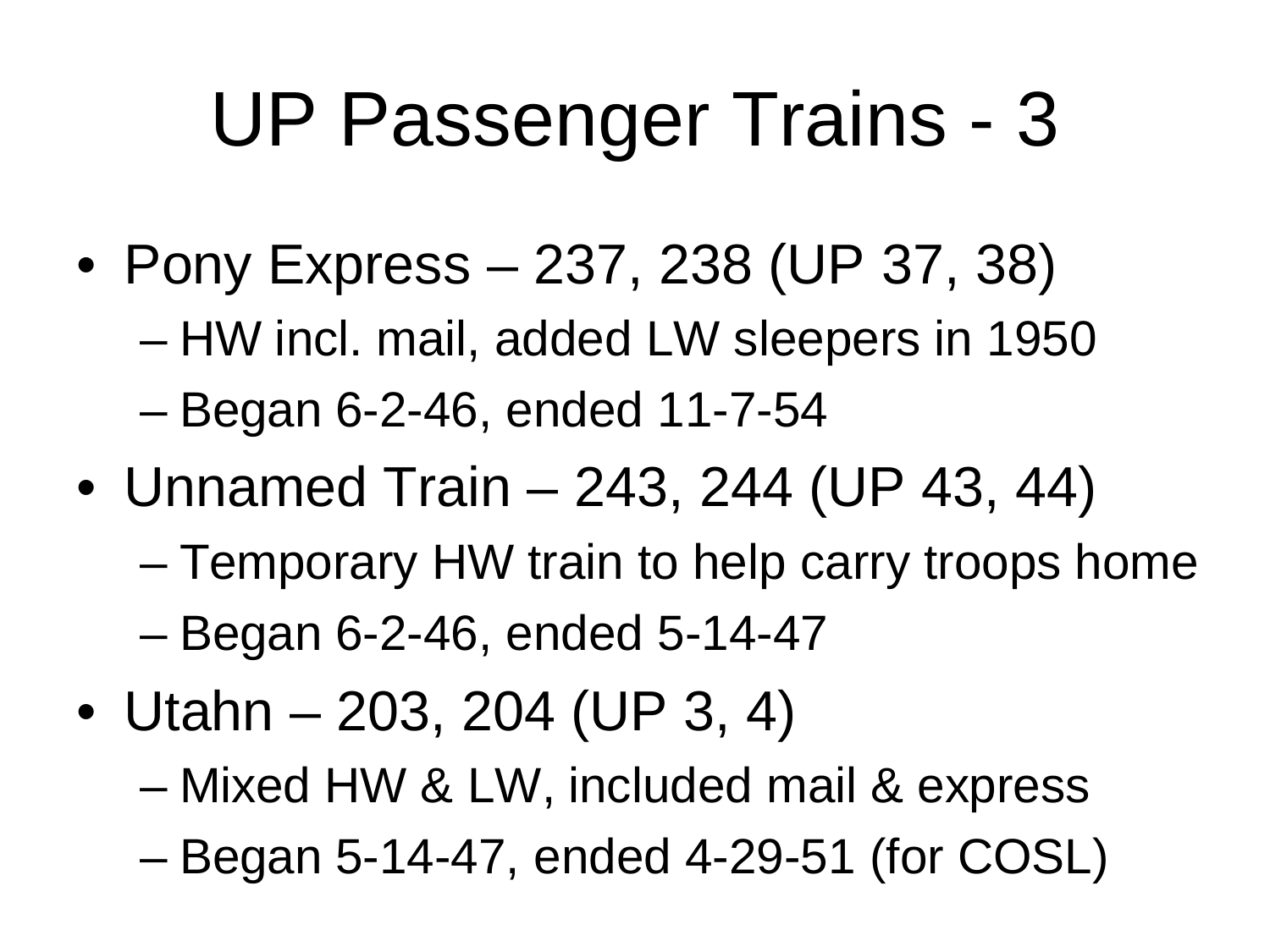# UP Passenger Trains - 3

- Pony Express – 237, 238 (UP 37, 38)
  - HW incl. mail, added LW sleepers in 1950
  - Began 6-2-46, ended 11-7-54
- Unnamed Train – 243, 244 (UP 43, 44)
  - Temporary HW train to help carry troops home
  - Began 6-2-46, ended 5-14-47
- Utahn – 203, 204 (UP 3, 4)
  - Mixed HW & LW, included mail & express
  - Began 5-14-47, ended 4-29-51 (for COSL)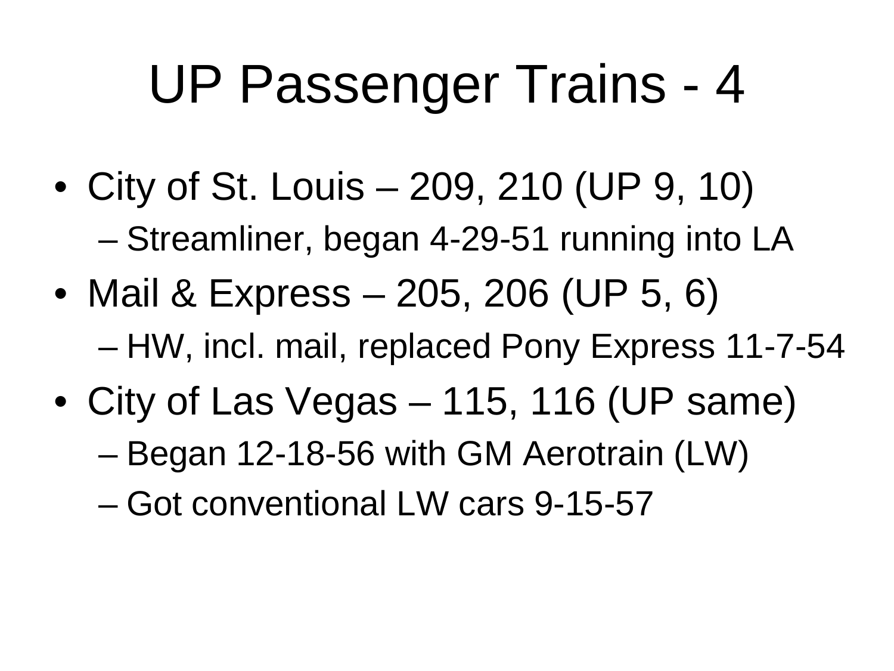# UP Passenger Trains - 4

- City of St. Louis – 209, 210 (UP 9, 10)
  - Streamliner, began 4-29-51 running into LA
- Mail & Express – 205, 206 (UP 5, 6)
  - HW, incl. mail, replaced Pony Express 11-7-54
- City of Las Vegas – 115, 116 (UP same)
  - Began 12-18-56 with GM Aerotrain (LW)
  - Got conventional LW cars 9-15-57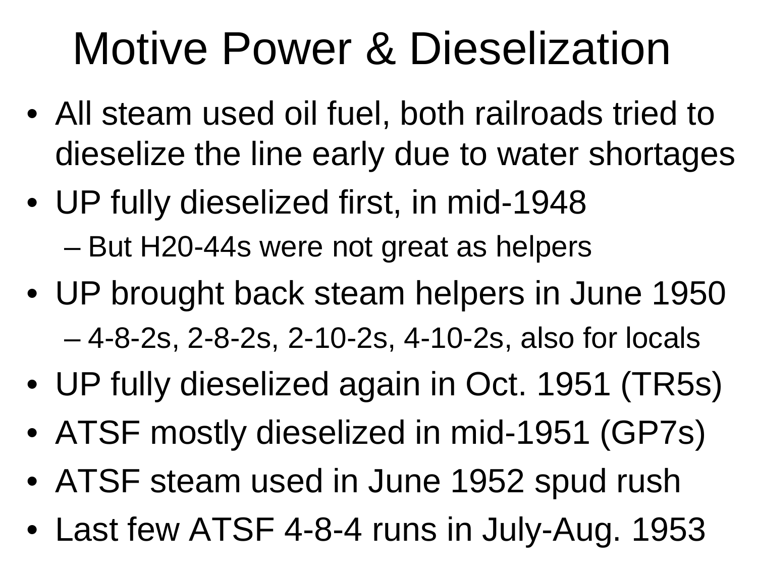# Motive Power & Dieselization

- All steam used oil fuel, both railroads tried to dieselize the line early due to water shortages
- UP fully dieselized first, in mid-1948
  - But H20-44s were not great as helpers
- UP brought back steam helpers in June 1950
  - 4-8-2s, 2-8-2s, 2-10-2s, 4-10-2s, also for locals
- UP fully dieselized again in Oct. 1951 (TR5s)
- ATSF mostly dieselized in mid-1951 (GP7s)
- ATSF steam used in June 1952 spud rush
- Last few ATSF 4-8-4 runs in July-Aug. 1953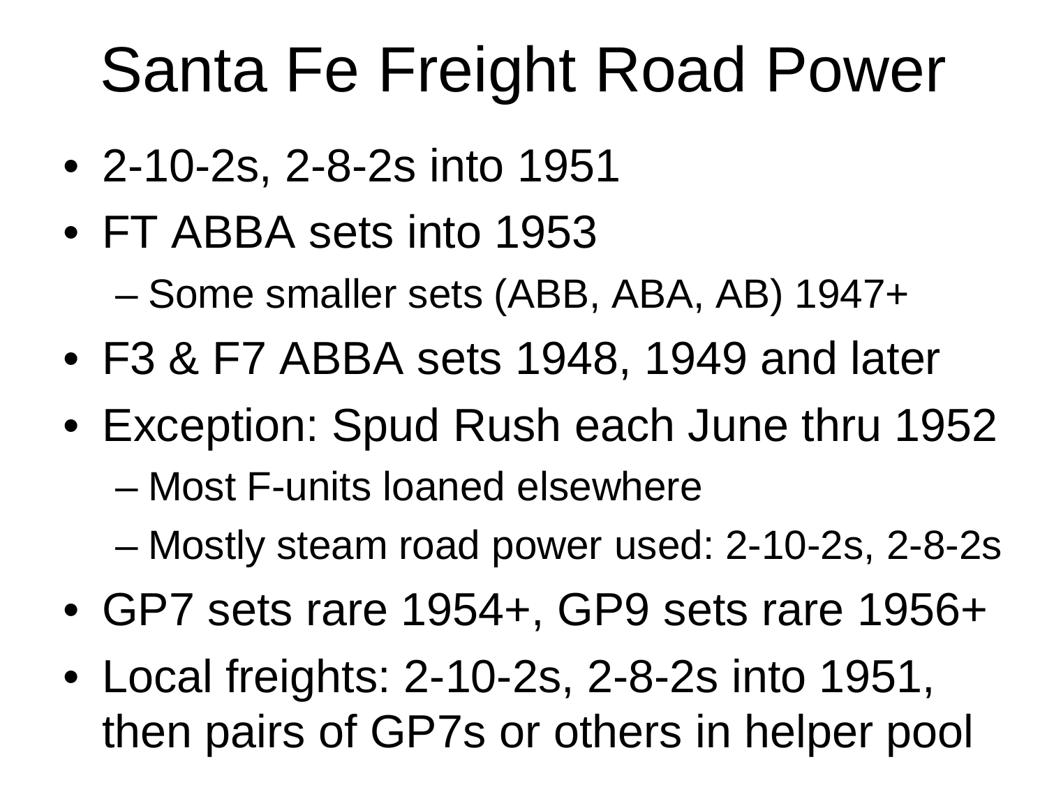# Santa Fe Freight Road Power

- 2-10-2s, 2-8-2s into 1951
- FT ABBA sets into 1953
  - Some smaller sets (ABB, ABA, AB) 1947+
- F3 & F7 ABBA sets 1948, 1949 and later
- Exception: Spud Rush each June thru 1952
  - Most F-units loaned elsewhere
  - Mostly steam road power used: 2-10-2s, 2-8-2s
- GP7 sets rare 1954+, GP9 sets rare 1956+
- Local freights: 2-10-2s, 2-8-2s into 1951, then pairs of GP7s or others in helper pool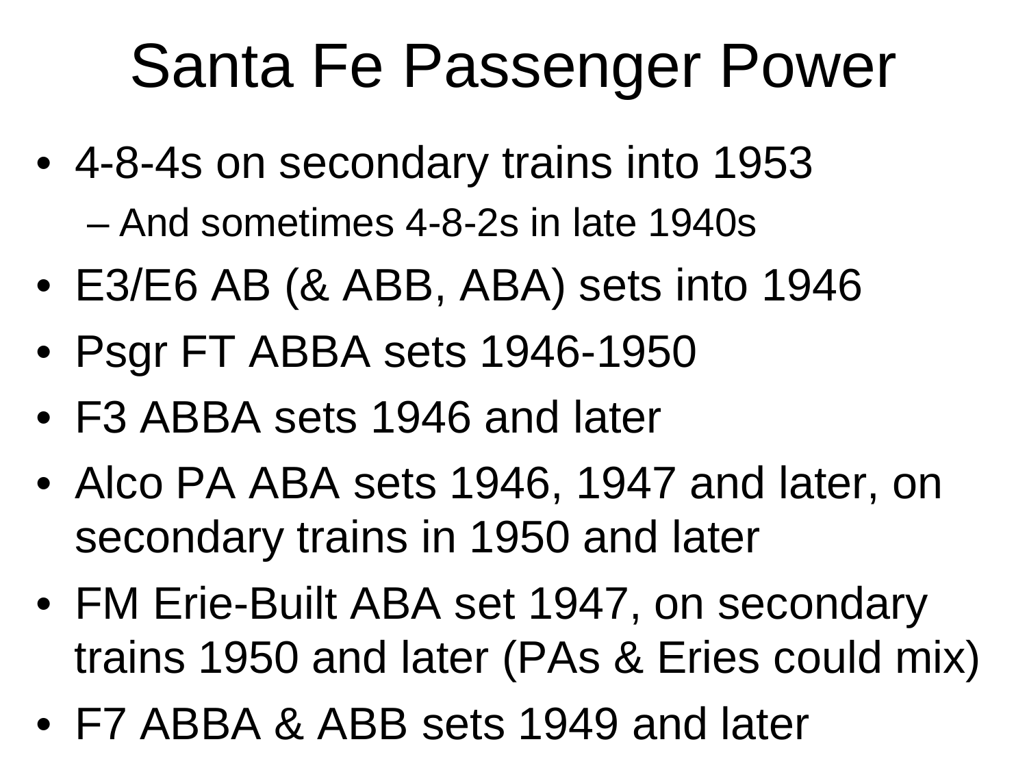# Santa Fe Passenger Power

- 4-8-4s on secondary trains into 1953
  - And sometimes 4-8-2s in late 1940s
- E3/E6 AB (& ABB, ABA) sets into 1946
- Psgr FT ABBA sets 1946-1950
- F3 ABBA sets 1946 and later
- Alco PA ABA sets 1946, 1947 and later, on secondary trains in 1950 and later
- FM Erie-Built ABA set 1947, on secondary trains 1950 and later (PAs & Eries could mix)
- F7 ABBA & ABB sets 1949 and later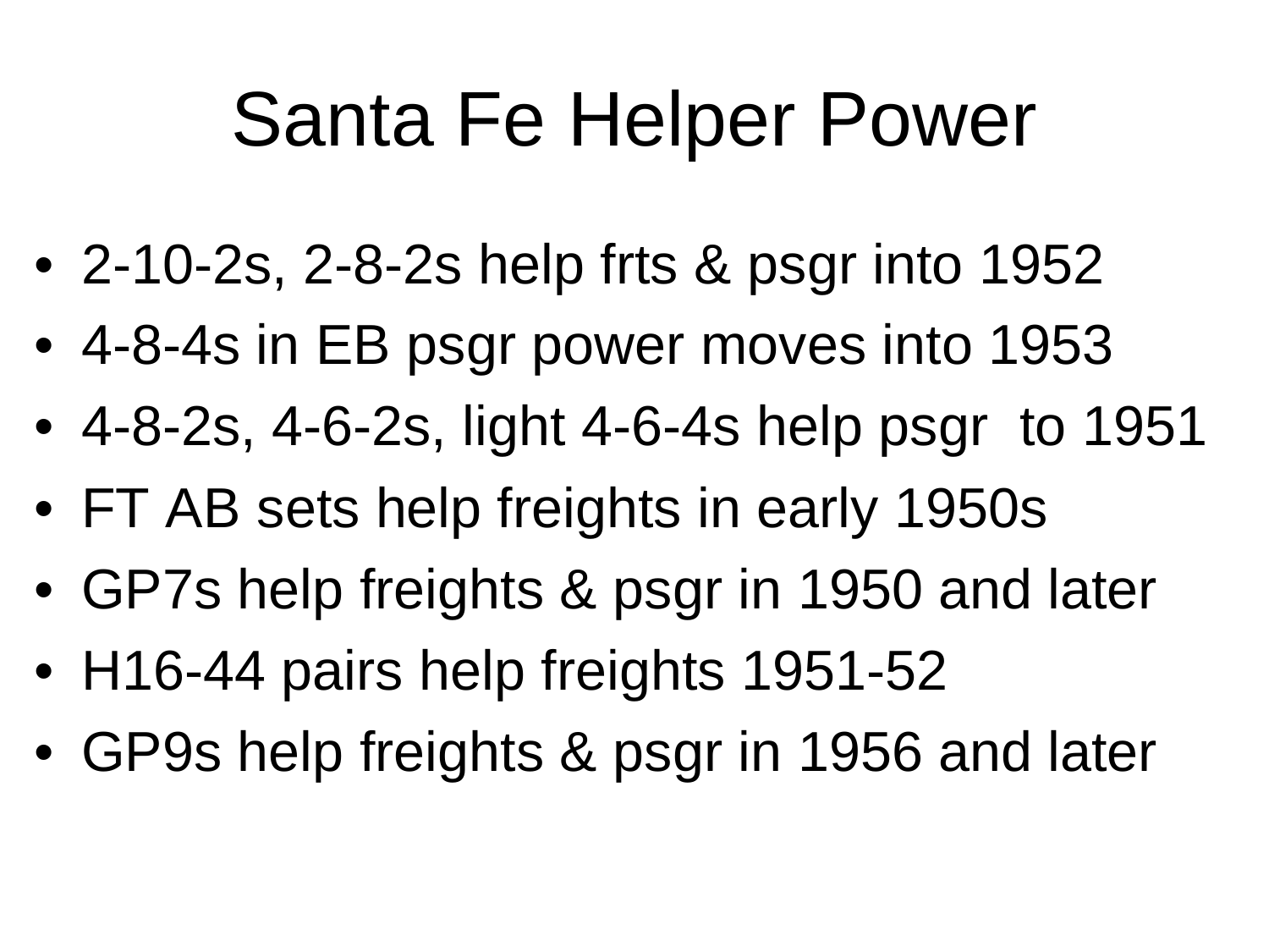# Santa Fe Helper Power

- 2-10-2s, 2-8-2s help frts & psgr into 1952
- 4-8-4s in EB psgr power moves into 1953
- 4-8-2s, 4-6-2s, light 4-6-4s help psgr to 1951
- FT AB sets help freights in early 1950s
- GP7s help freights & psgr in 1950 and later
- H16-44 pairs help freights 1951-52
- GP9s help freights & psgr in 1956 and later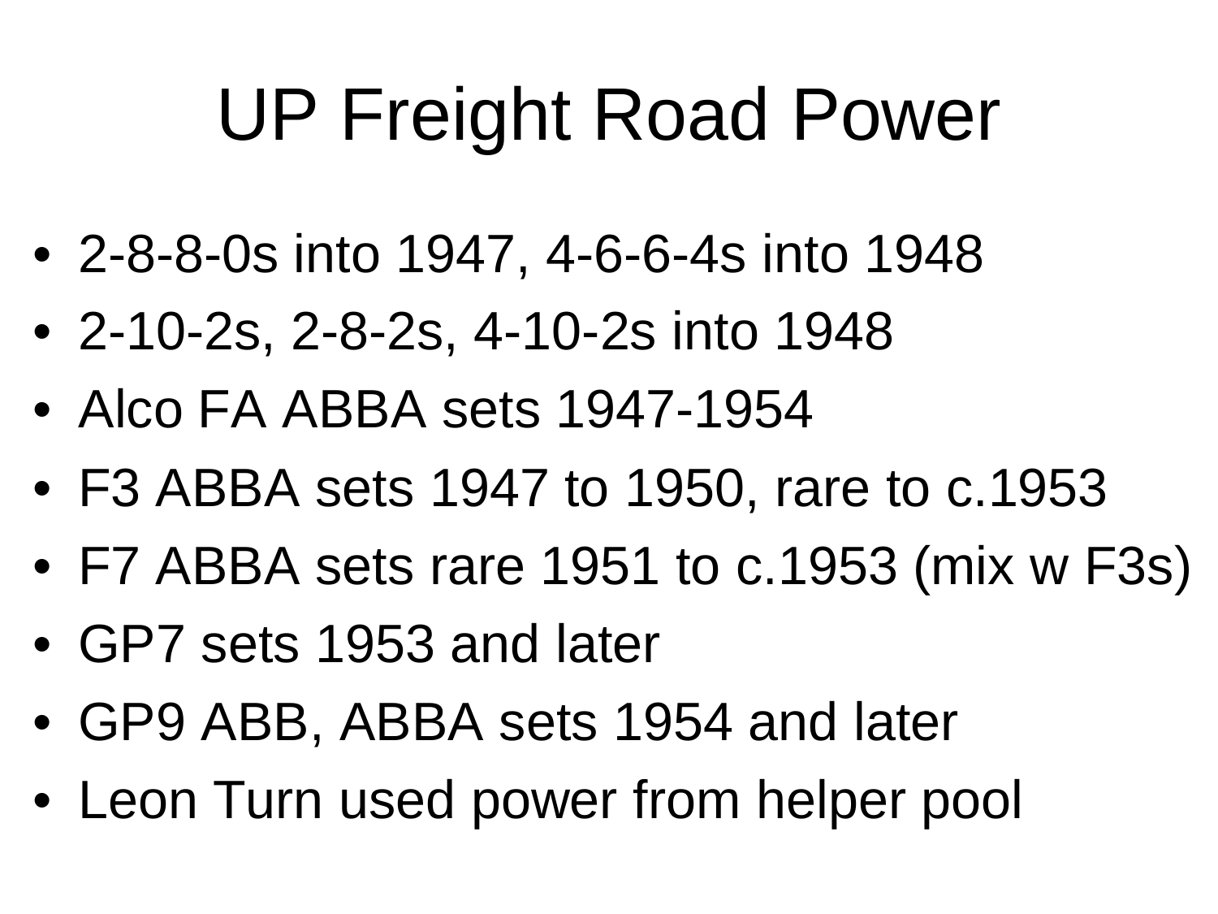# UP Freight Road Power

- 2-8-8-0s into 1947, 4-6-6-4s into 1948
- 2-10-2s, 2-8-2s, 4-10-2s into 1948
- Alco FA ABBA sets 1947-1954
- F3 ABBA sets 1947 to 1950, rare to c.1953
- F7 ABBA sets rare 1951 to c.1953 (mix w F3s)
- GP7 sets 1953 and later
- GP9 ABB, ABBA sets 1954 and later
- Leon Turn used power from helper pool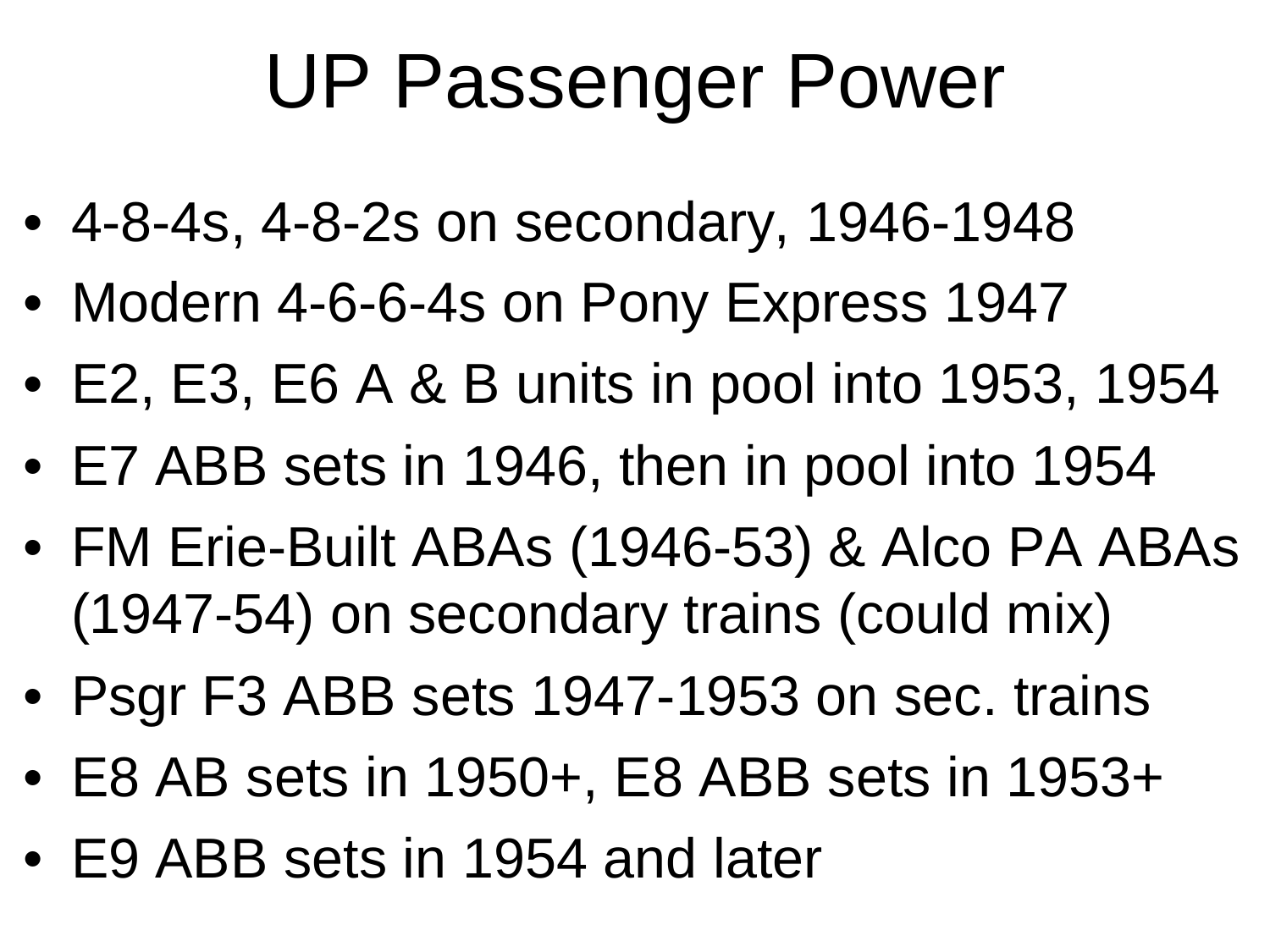# UP Passenger Power

- 4-8-4s, 4-8-2s on secondary, 1946-1948
- Modern 4-6-6-4s on Pony Express 1947
- E2, E3, E6 A & B units in pool into 1953, 1954
- E7 ABB sets in 1946, then in pool into 1954
- FM Erie-Built ABAs (1946-53) & Alco PA ABAs (1947-54) on secondary trains (could mix)
- Psgr F3 ABB sets 1947-1953 on sec. trains
- E8 AB sets in 1950+, E8 ABB sets in 1953+
- E9 ABB sets in 1954 and later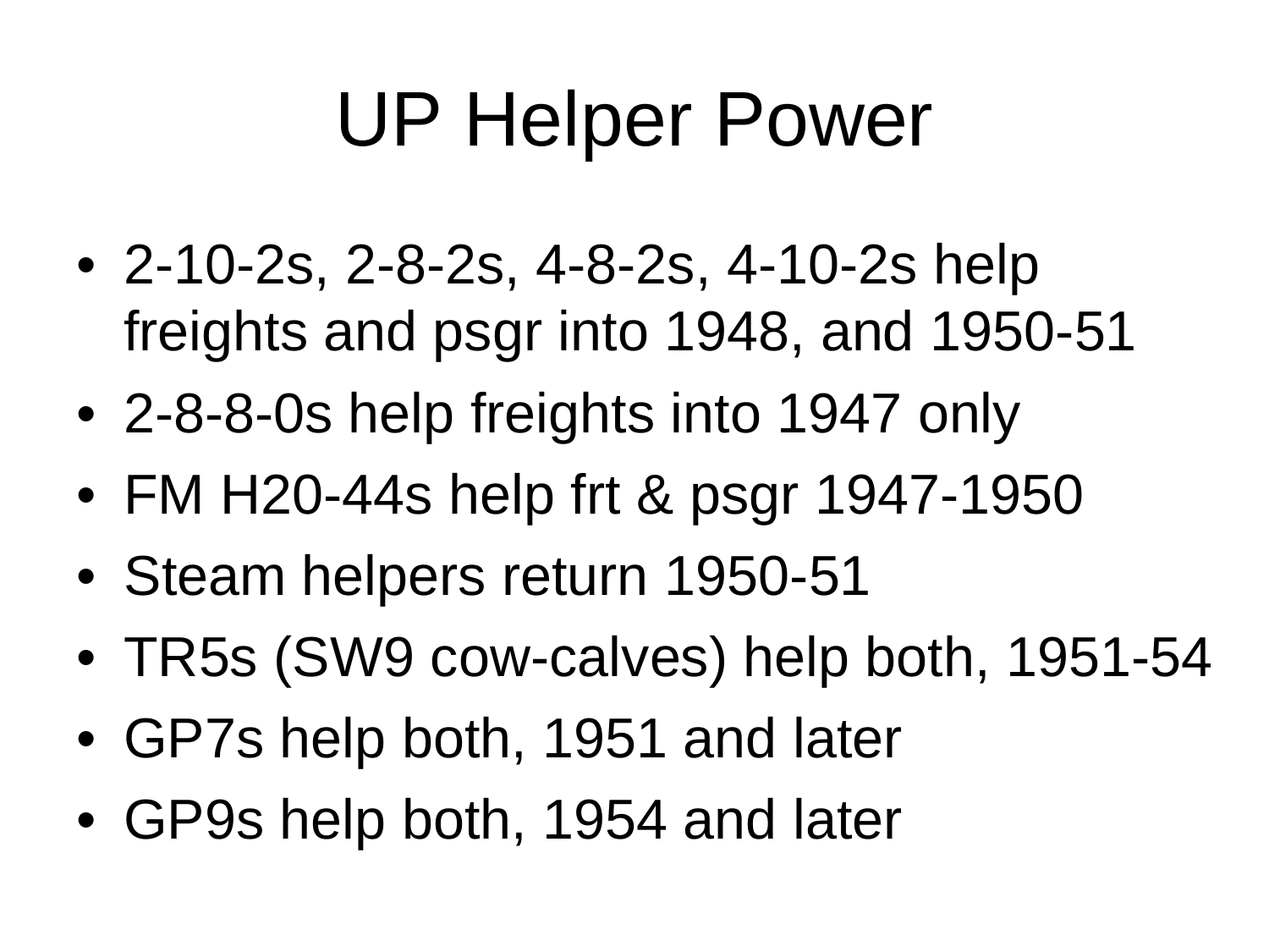# UP Helper Power

- 2-10-2s, 2-8-2s, 4-8-2s, 4-10-2s help freights and psgr into 1948, and 1950-51
- 2-8-8-0s help freights into 1947 only
- FM H20-44s help frt & psgr 1947-1950
- Steam helpers return 1950-51
- TR5s (SW9 cow-calves) help both, 1951-54
- GP7s help both, 1951 and later
- GP9s help both, 1954 and later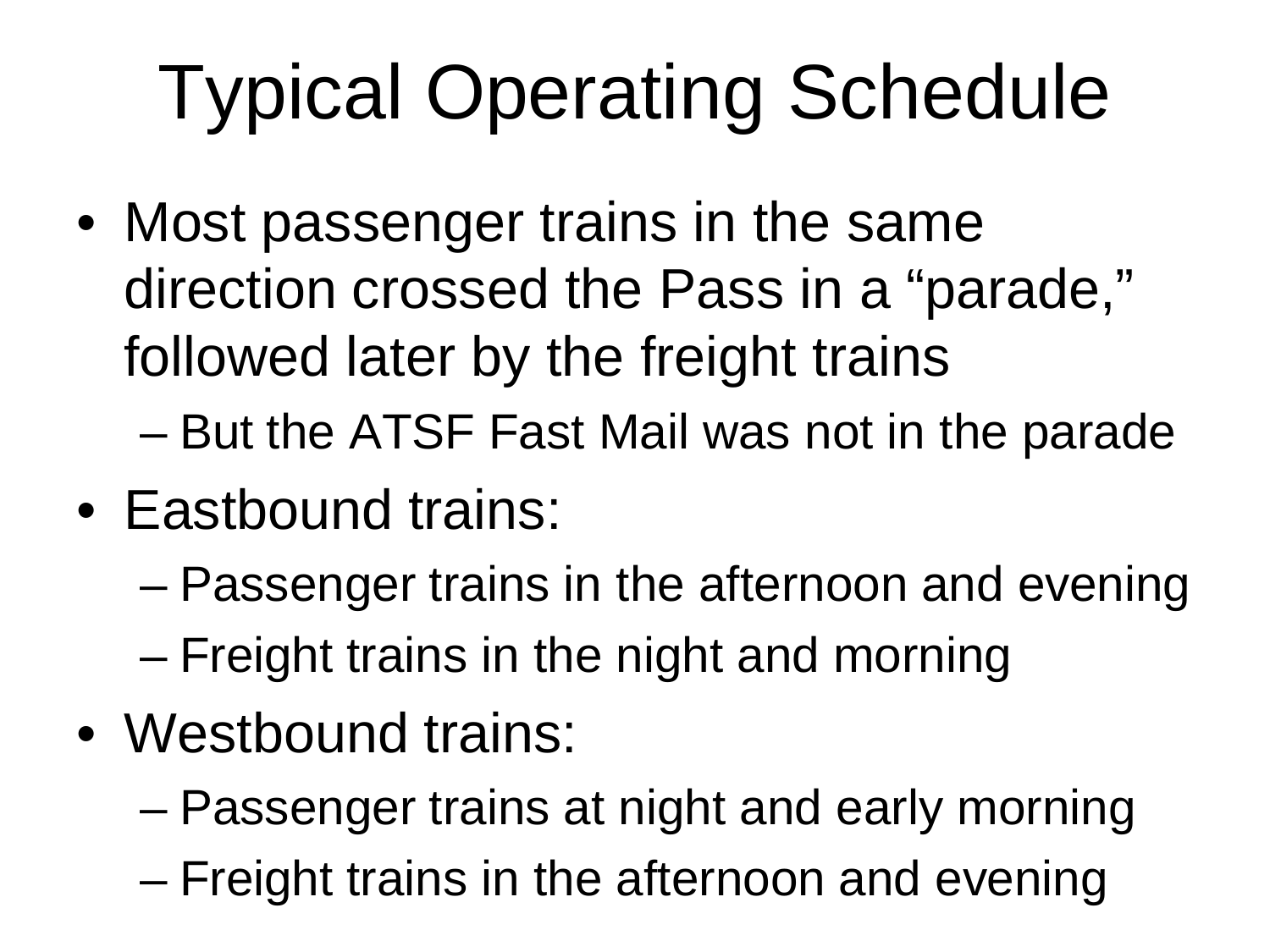# Typical Operating Schedule

- Most passenger trains in the same direction crossed the Pass in a “parade,” followed later by the freight trains
  - But the ATSF Fast Mail was not in the parade
- Eastbound trains:
  - Passenger trains in the afternoon and evening
  - Freight trains in the night and morning
- Westbound trains:
  - Passenger trains at night and early morning
  - Freight trains in the afternoon and evening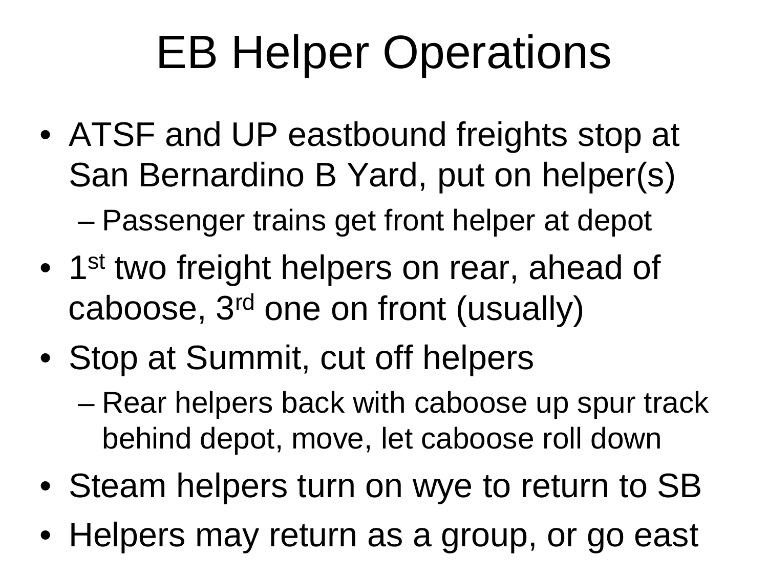# EB Helper Operations

- ATSF and UP eastbound freights stop at San Bernardino B Yard, put on helper(s)
  - Passenger trains get front helper at depot
- 1st two freight helpers on rear, ahead of caboose, 3rd one on front (usually)
- Stop at Summit, cut off helpers
  - Rear helpers back with caboose up spur track behind depot, move, let caboose roll down
- Steam helpers turn on wye to return to SB
- Helpers may return as a group, or go east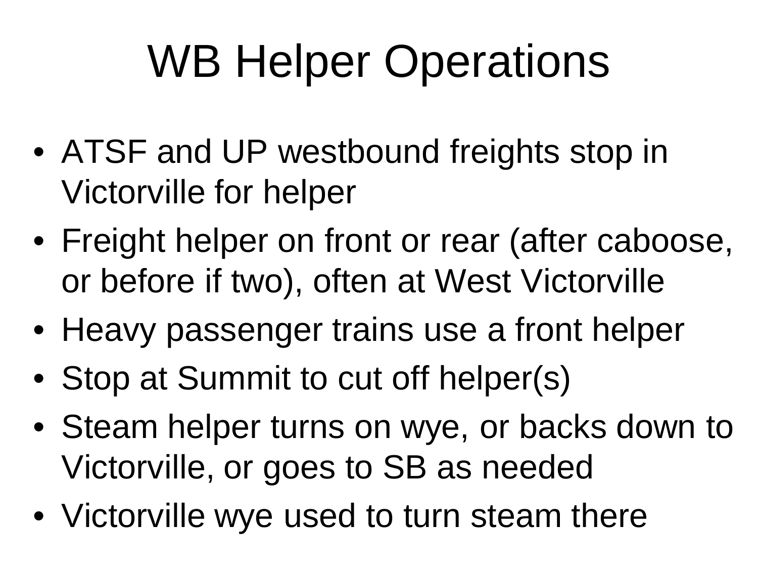# WB Helper Operations

- ATSF and UP westbound freights stop in Victorville for helper
- Freight helper on front or rear (after caboose, or before if two), often at West Victorville
- Heavy passenger trains use a front helper
- Stop at Summit to cut off helper(s)
- Steam helper turns on wye, or backs down to Victorville, or goes to SB as needed
- Victorville wye used to turn steam there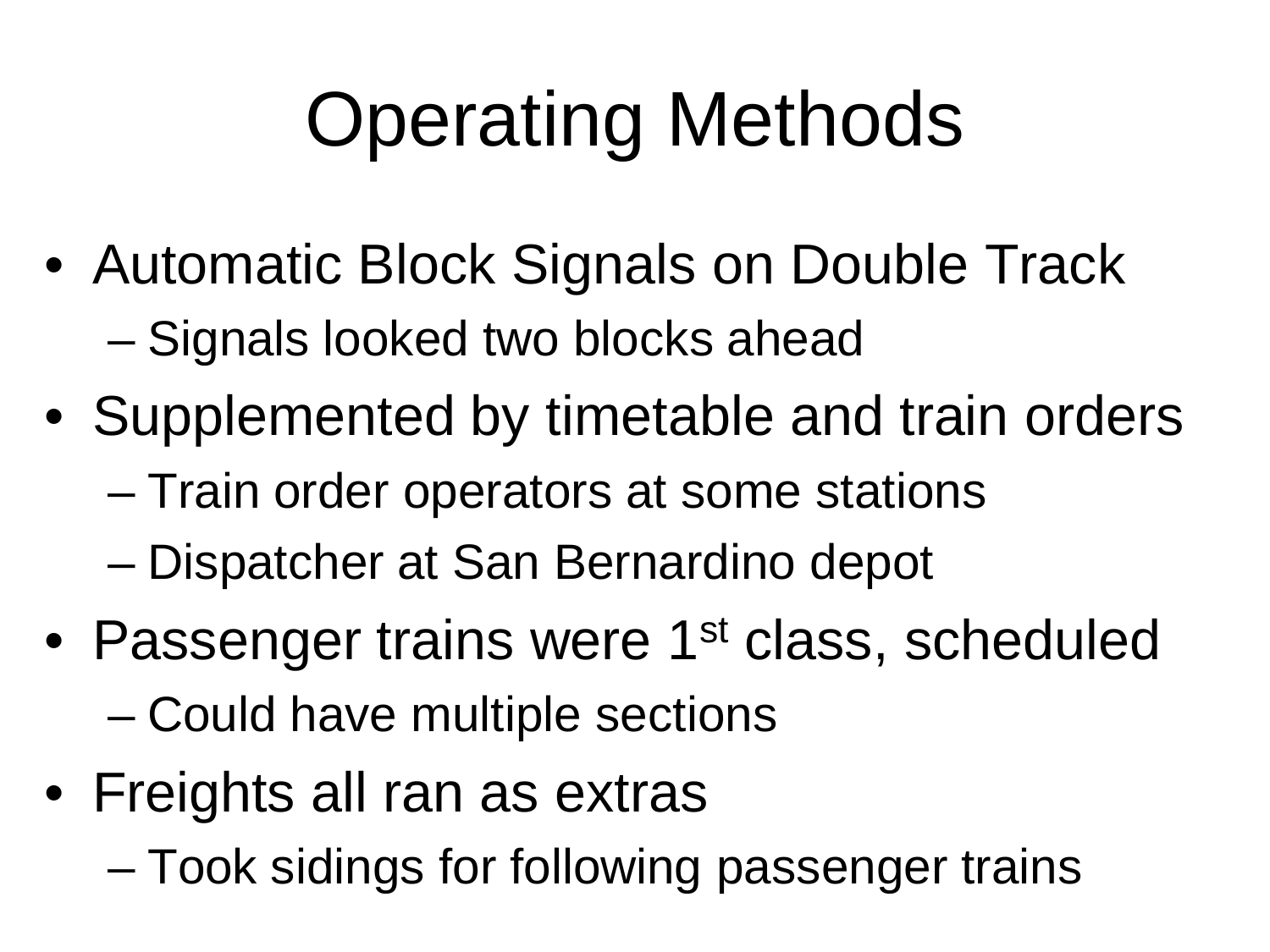# Operating Methods

- Automatic Block Signals on Double Track
  - Signals looked two blocks ahead
- Supplemented by timetable and train orders
  - Train order operators at some stations
  - Dispatcher at San Bernardino depot
- Passenger trains were 1st class, scheduled
  - Could have multiple sections
- Freights all ran as extras
  - Took sidings for following passenger trains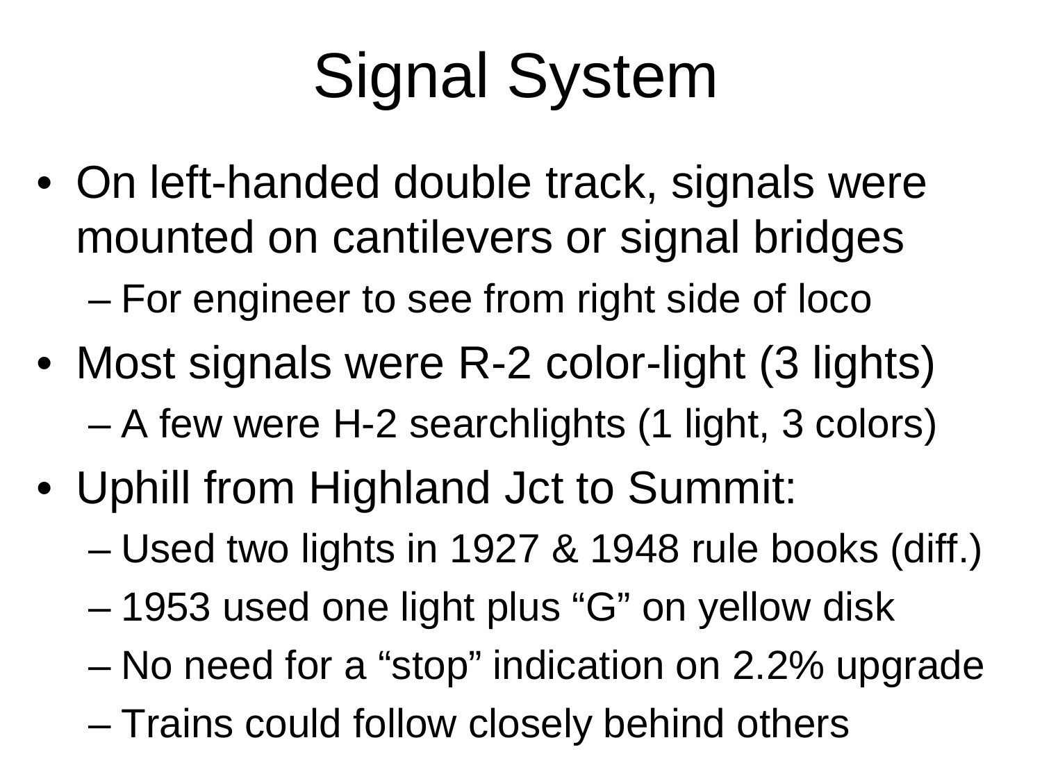# Signal System

- On left-handed double track, signals were mounted on cantilevers or signal bridges
  - For engineer to see from right side of loco
- Most signals were R-2 color-light (3 lights)
  - A few were H-2 searchlights (1 light, 3 colors)
- Uphill from Highland Jct to Summit:
  - Used two lights in 1927 & 1948 rule books (diff.)
  - 1953 used one light plus “G” on yellow disk
  - No need for a “stop” indication on 2.2% upgrade
  - Trains could follow closely behind others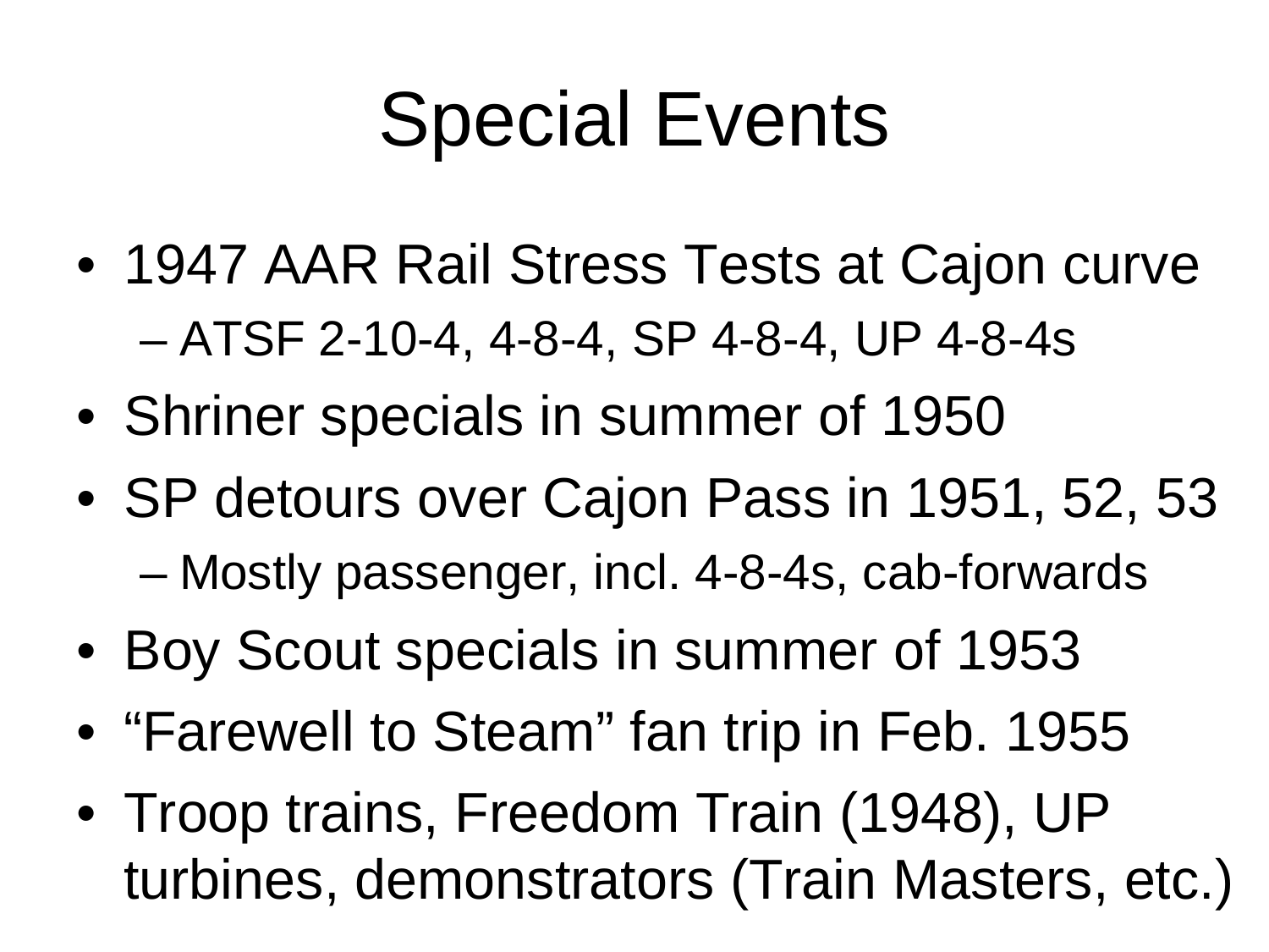# Special Events

- 1947 AAR Rail Stress Tests at Cajon curve
  - ATSF 2-10-4, 4-8-4, SP 4-8-4, UP 4-8-4s
- Shriner specials in summer of 1950
- SP detours over Cajon Pass in 1951, 52, 53
  - Mostly passenger, incl. 4-8-4s, cab-forwards
- Boy Scout specials in summer of 1953
- “Farewell to Steam” fan trip in Feb. 1955
- Troop trains, Freedom Train (1948), UP turbines, demonstrators (Train Masters, etc.)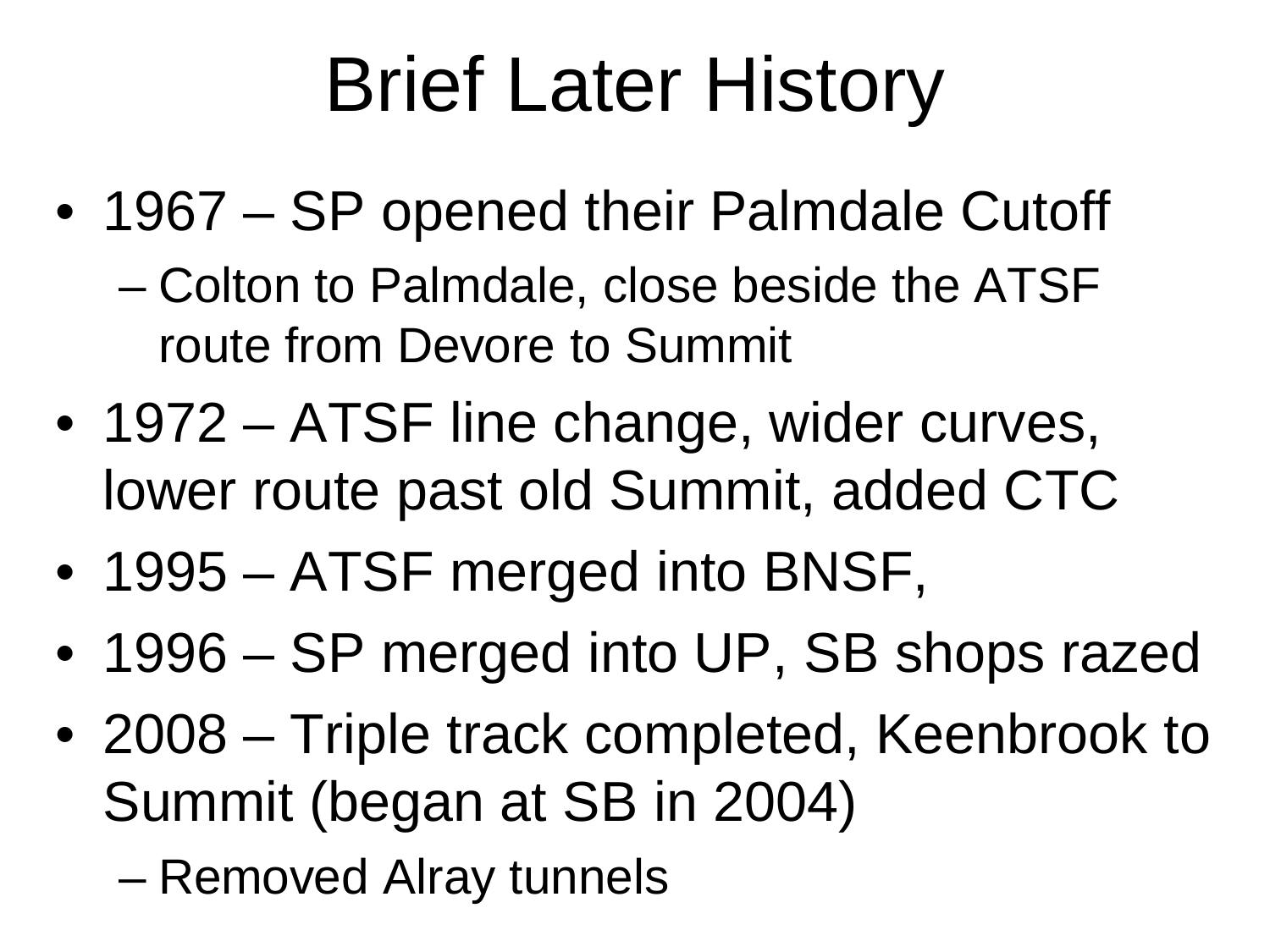# Brief Later History

- 1967 – SP opened their Palmdale Cutoff
  - Colton to Palmdale, close beside the ATSF route from Devore to Summit
- 1972 – ATSF line change, wider curves, lower route past old Summit, added CTC
- 1995 – ATSF merged into BNSF,
- 1996 – SP merged into UP, SB shops razed
- 2008 – Triple track completed, Keenbrook to Summit (began at SB in 2004)
  - Removed Alray tunnels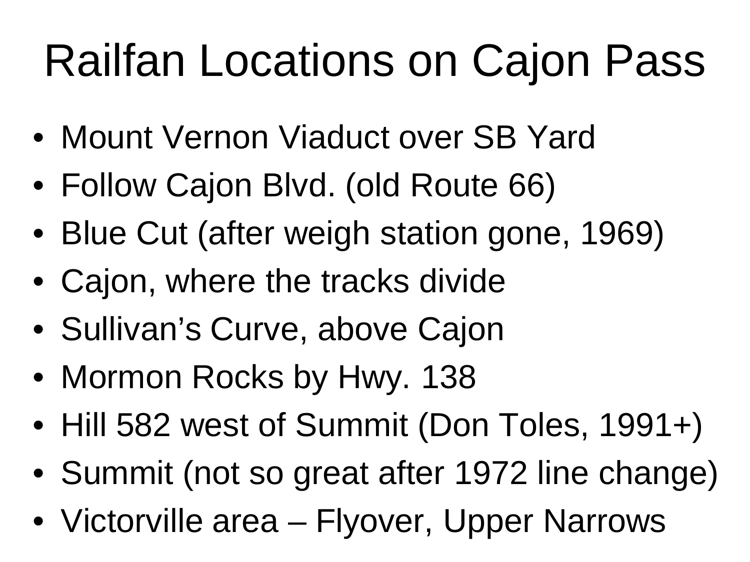# Railfan Locations on Cajon Pass

- Mount Vernon Viaduct over SB Yard
- Follow Cajon Blvd. (old Route 66)
- Blue Cut (after weigh station gone, 1969)
- Cajon, where the tracks divide
- Sullivan's Curve, above Cajon
- Mormon Rocks by Hwy. 138
- Hill 582 west of Summit (Don Toles, 1991+)
- Summit (not so great after 1972 line change)
- Victorville area – Flyover, Upper Narrows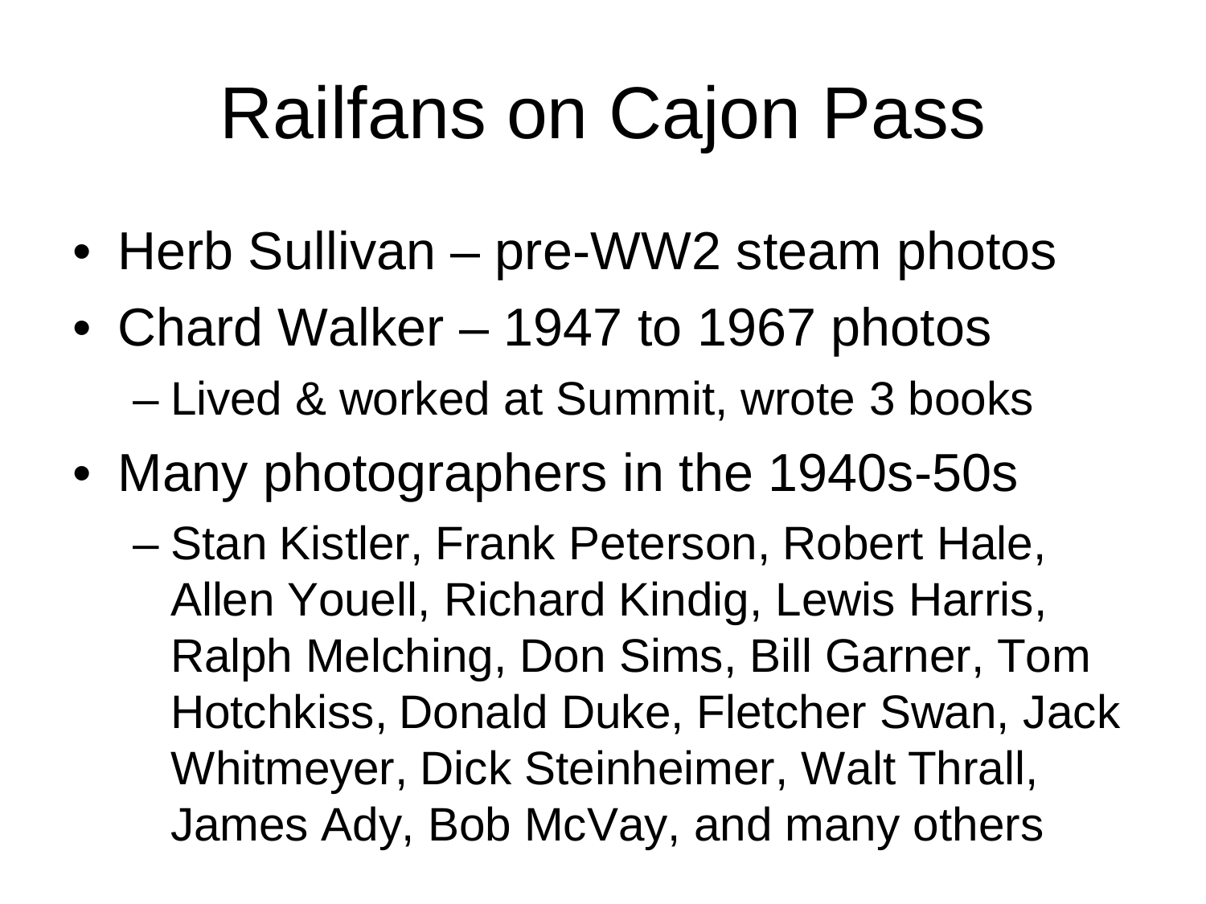# Railfans on Cajon Pass

- Herb Sullivan – pre-WW2 steam photos
- Chard Walker – 1947 to 1967 photos
  - Lived & worked at Summit, wrote 3 books
- Many photographers in the 1940s-50s
  - Stan Kistler, Frank Peterson, Robert Hale, Allen Youell, Richard Kindig, Lewis Harris, Ralph Melching, Don Sims, Bill Garner, Tom Hotchkiss, Donald Duke, Fletcher Swan, Jack Whitmeyer, Dick Steinheimer, Walt Thrall, James Ady, Bob McVay, and many others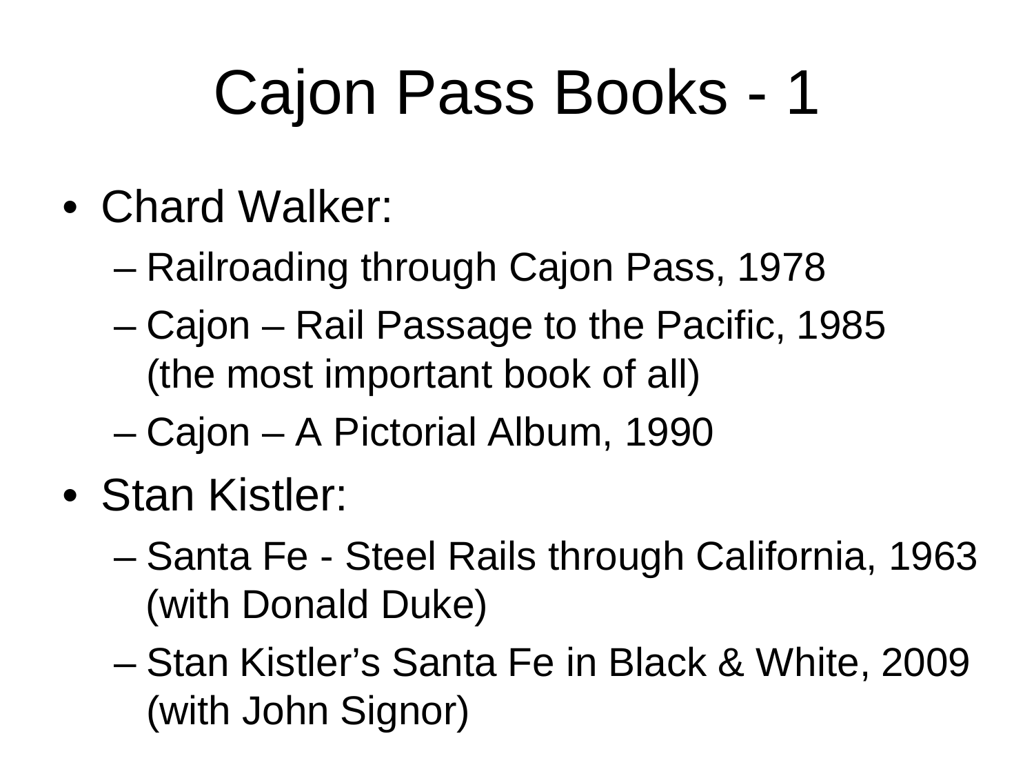# Cajon Pass Books - 1

- Chard Walker:
  - Railroading through Cajon Pass, 1978
  - Cajon – Rail Passage to the Pacific, 1985 (the most important book of all)
  - Cajon – A Pictorial Album, 1990
- Stan Kistler:
  - Santa Fe - Steel Rails through California, 1963 (with Donald Duke)
  - Stan Kistler's Santa Fe in Black & White, 2009 (with John Signor)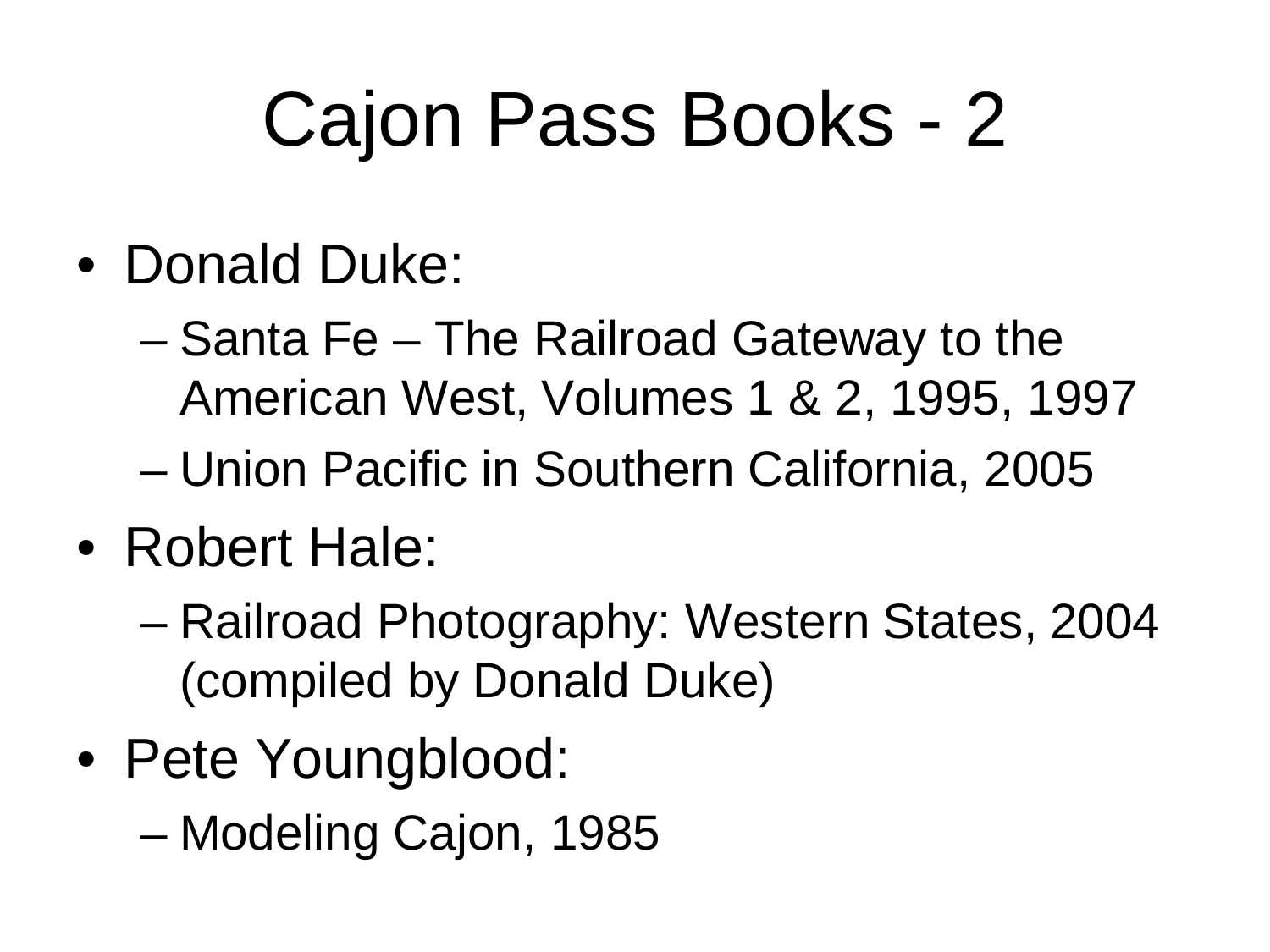# Cajon Pass Books - 2

- Donald Duke:
  - Santa Fe – The Railroad Gateway to the American West, Volumes 1 & 2, 1995, 1997
  - Union Pacific in Southern California, 2005
- Robert Hale:
  - Railroad Photography: Western States, 2004 (compiled by Donald Duke)
- Pete Youngblood:
  - Modeling Cajon, 1985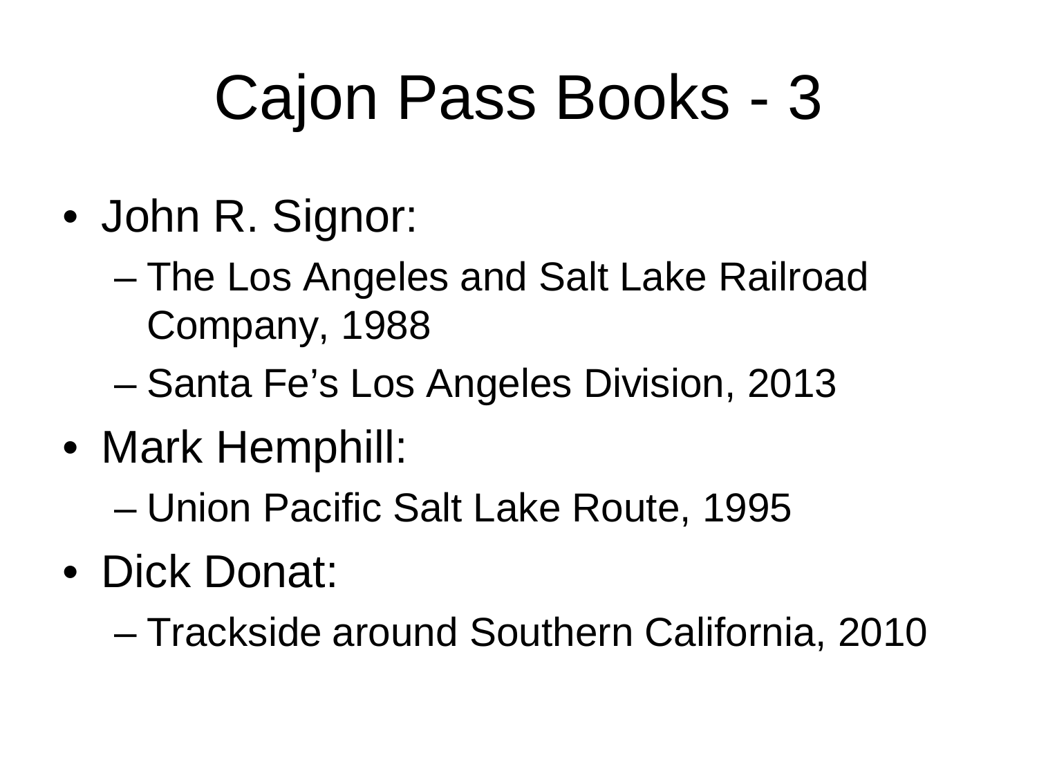# Cajon Pass Books - 3

- John R. Signor:
  - The Los Angeles and Salt Lake Railroad Company, 1988
  - Santa Fe's Los Angeles Division, 2013
- Mark Hemphill:
  - Union Pacific Salt Lake Route, 1995
- Dick Donat:
  - Trackside around Southern California, 2010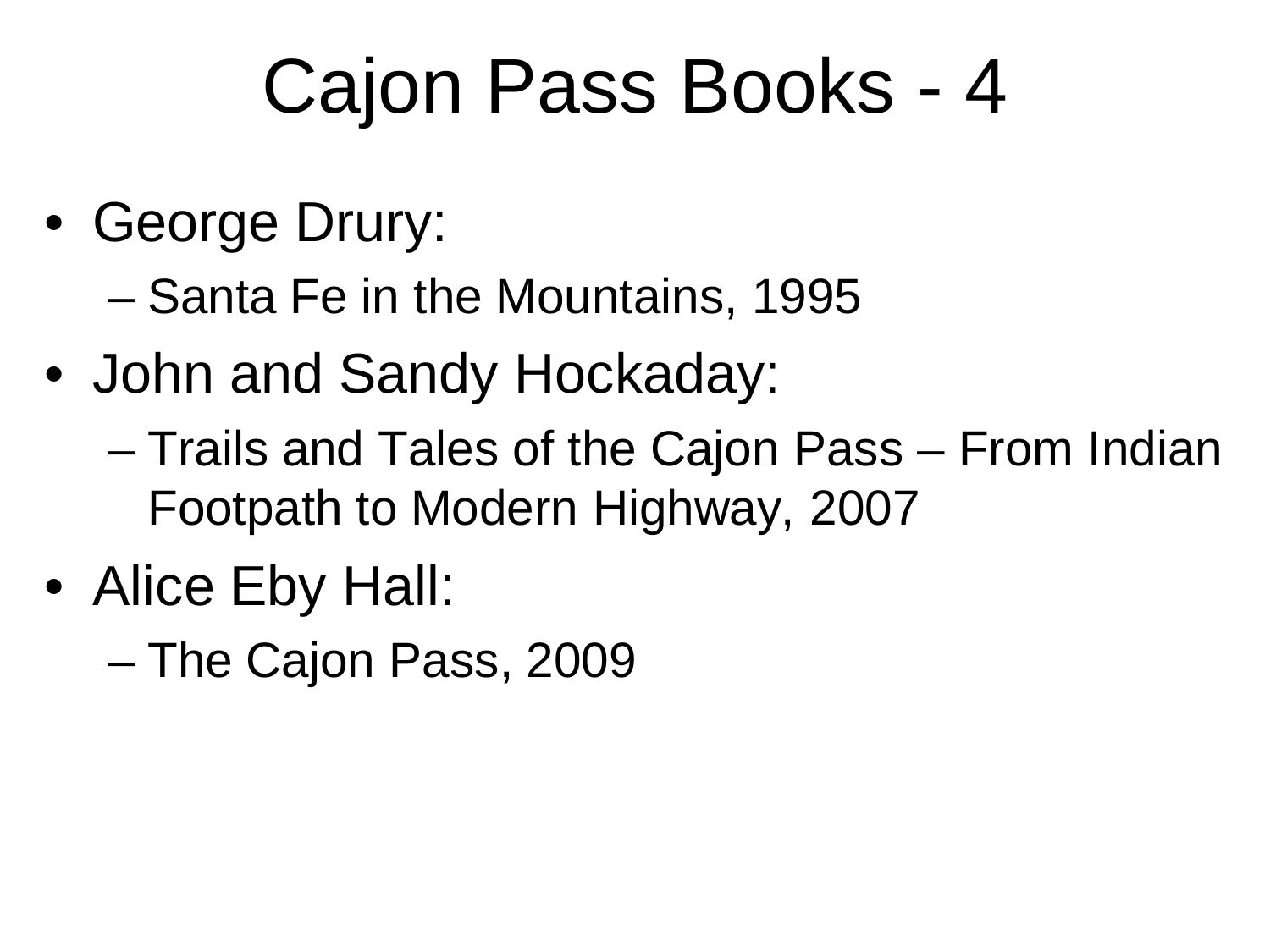# Cajon Pass Books - 4

- George Drury:
  - Santa Fe in the Mountains, 1995
- John and Sandy Hockaday:
  - Trails and Tales of the Cajon Pass – From Indian Footpath to Modern Highway, 2007
- Alice Eby Hall:
  - The Cajon Pass, 2009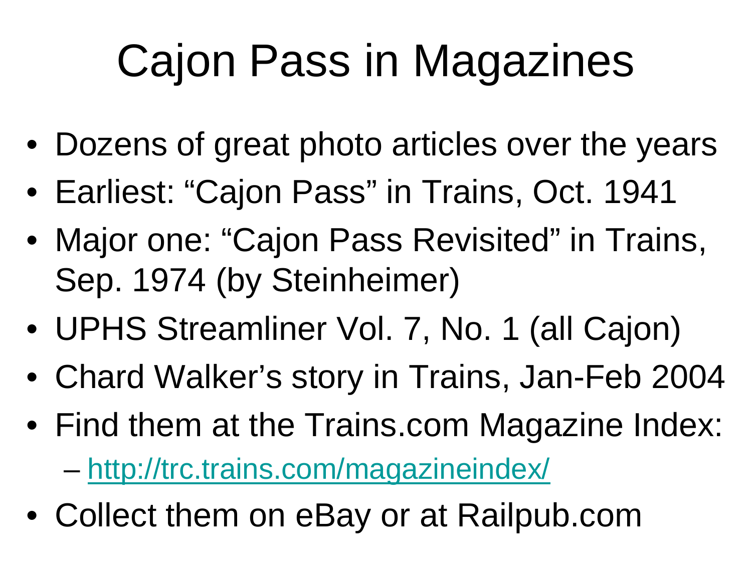# Cajon Pass in Magazines

- Dozens of great photo articles over the years
- Earliest: “Cajon Pass” in Trains, Oct. 1941
- Major one: “Cajon Pass Revisited” in Trains, Sep. 1974 (by Steinheimer)
- UPHS Streamliner Vol. 7, No. 1 (all Cajon)
- Chard Walker’s story in Trains, Jan-Feb 2004
- Find them at the Trains.com Magazine Index:
  - http://trc.trains.com/magazineindex/
- Collect them on eBay or at Railpub.com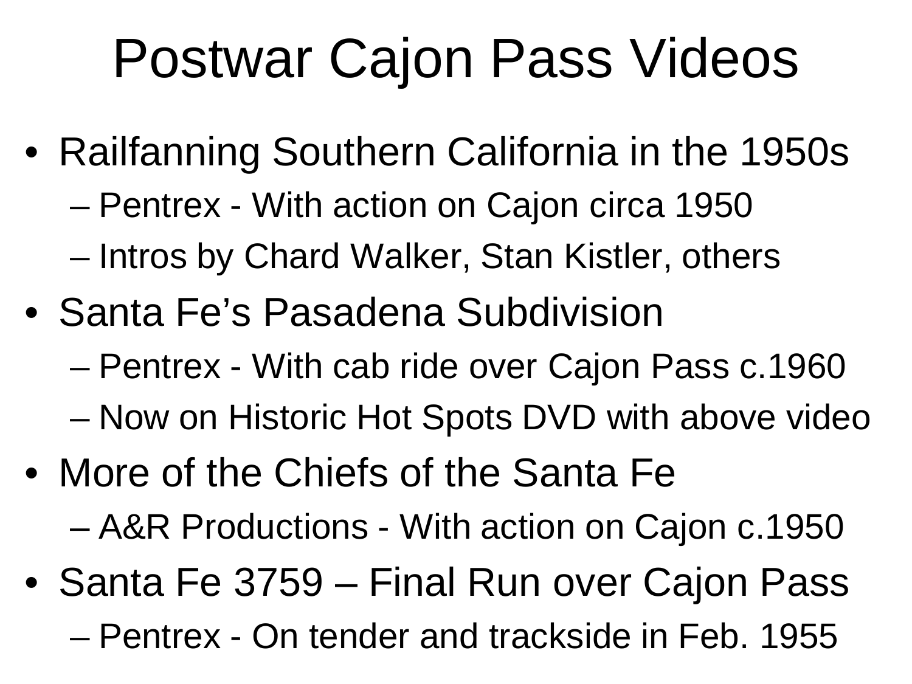# Postwar Cajon Pass Videos

- Railfanning Southern California in the 1950s
  - Pentrex - With action on Cajon circa 1950
  - Intros by Chard Walker, Stan Kistler, others
- Santa Fe's Pasadena Subdivision
  - Pentrex - With cab ride over Cajon Pass c.1960
  - Now on Historic Hot Spots DVD with above video
- More of the Chiefs of the Santa Fe
  - A&R Productions - With action on Cajon c.1950
- Santa Fe 3759 – Final Run over Cajon Pass
  - Pentrex - On tender and trackside in Feb. 1955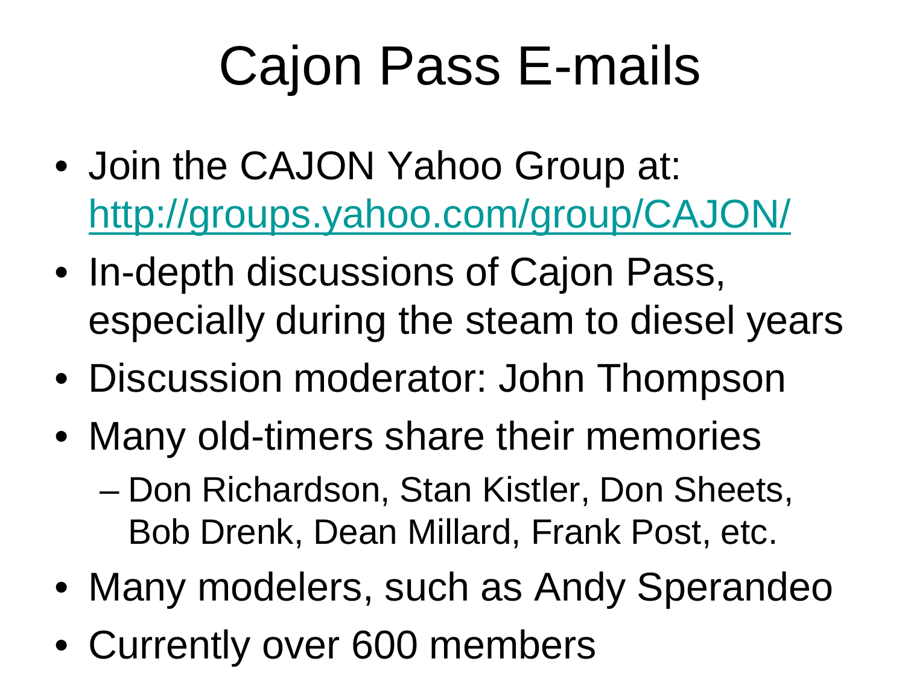# Cajon Pass E-mails

- Join the CAJON Yahoo Group at: http://groups.yahoo.com/group/CAJON/
- In-depth discussions of Cajon Pass, especially during the steam to diesel years
- Discussion moderator: John Thompson
- Many old-timers share their memories
  - Don Richardson, Stan Kistler, Don Sheets, Bob Drenk, Dean Millard, Frank Post, etc.
- Many modelers, such as Andy Sperandeo
- Currently over 600 members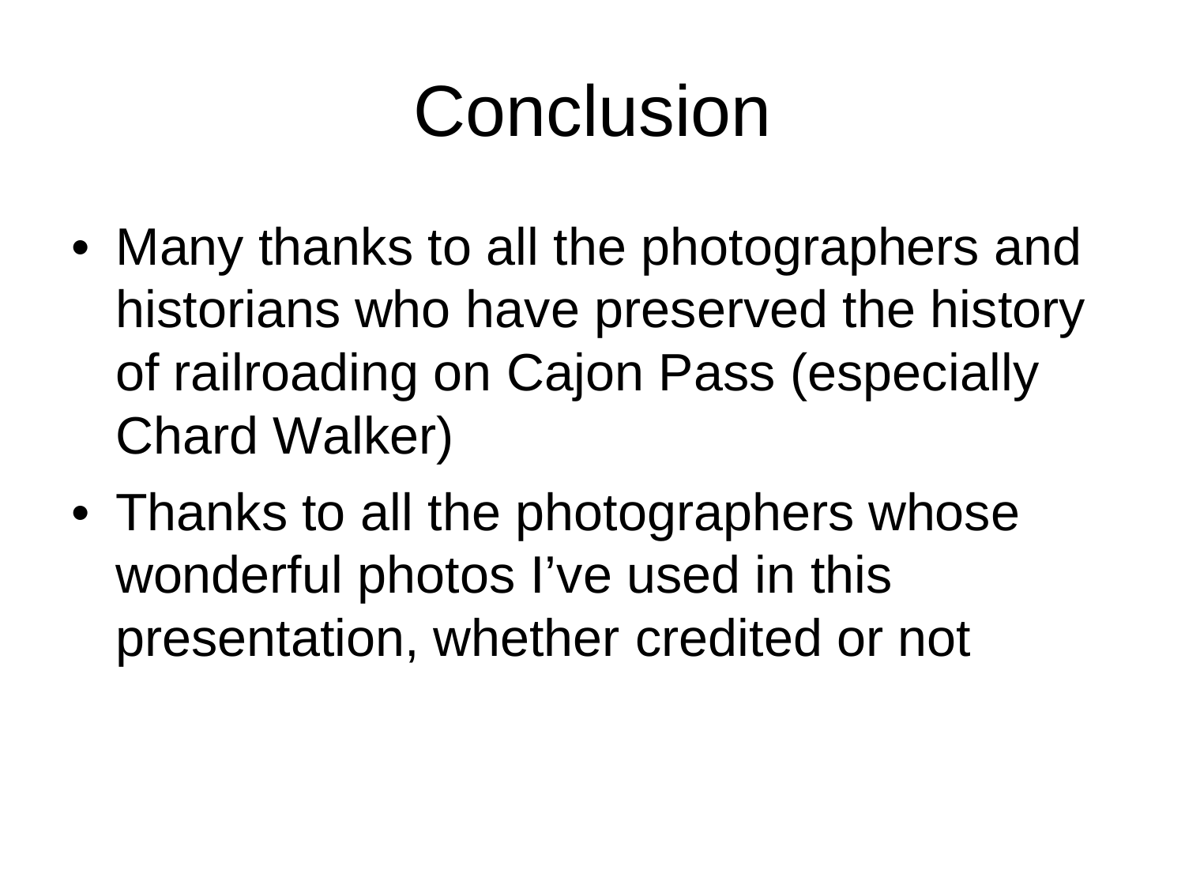# Conclusion

- Many thanks to all the photographers and historians who have preserved the history of railroading on Cajon Pass (especially Chard Walker)
- Thanks to all the photographers whose wonderful photos I've used in this presentation, whether credited or not